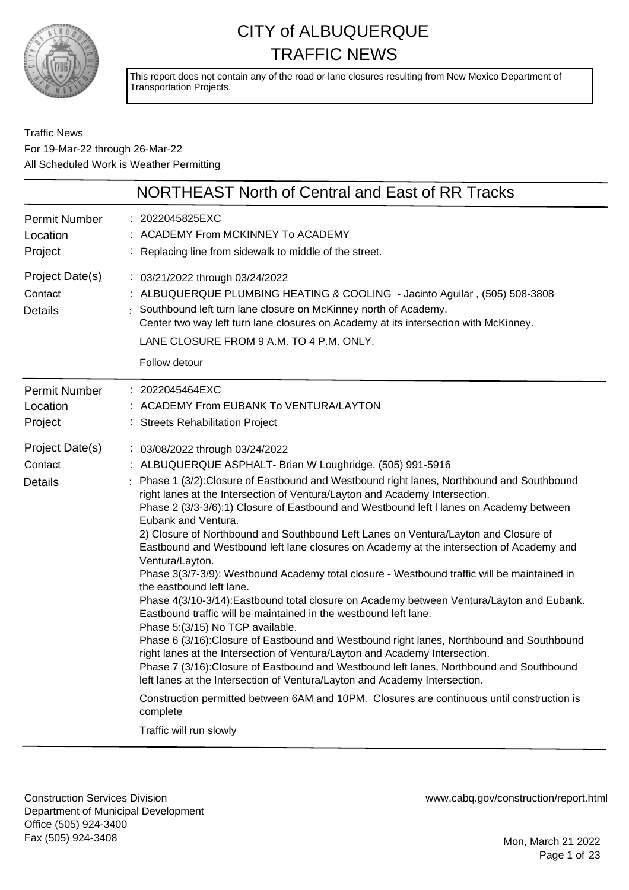# CITY of ALBUQUERQUE
# TRAFFIC NEWS

This report does not contain any of the road or lane closures resulting from New Mexico Department of Transportation Projects.

Traffic News
For 19-Mar-22 through 26-Mar-22
All Scheduled Work is Weather Permitting

## NORTHEAST North of Central and East of RR Tracks

| | |
|---|---|
| Permit Number | : 2022045825EXC |
| Location | : ACADEMY From MCKINNEY To ACADEMY |
| Project | : Replacing line from sidewalk to middle of the street. |
| Project Date(s) | : 03/21/2022 through 03/24/2022 |
| Contact | : ALBUQUERQUE PLUMBING HEATING & COOLING - Jacinto Aguilar , (505) 508-3808 |
| Details | : Southbound left turn lane closure on McKinney north of Academy. Center two way left turn lane closures on Academy at its intersection with McKinney.<br>LANE CLOSURE FROM 9 A.M. TO 4 P.M. ONLY.<br>Follow detour |

| | |
|---|---|
| Permit Number | : 2022045464EXC |
| Location | : ACADEMY From EUBANK To VENTURA/LAYTON |
| Project | : Streets Rehabilitation Project |
| Project Date(s) | : 03/08/2022 through 03/24/2022 |
| Contact | : ALBUQUERQUE ASPHALT- Brian W Loughridge, (505) 991-5916 |
| Details | : Phase 1 (3/2):Closure of Eastbound and Westbound right lanes, Northbound and Southbound right lanes at the Intersection of Ventura/Layton and Academy Intersection.<br>Phase 2 (3/3-3/6):1) Closure of Eastbound and Westbound left l lanes on Academy between Eubank and Ventura.<br>2) Closure of Northbound and Southbound Left Lanes on Ventura/Layton and Closure of Eastbound and Westbound left lane closures on Academy at the intersection of Academy and Ventura/Layton.<br>Phase 3(3/7-3/9): Westbound Academy total closure - Westbound traffic will be maintained in the eastbound left lane.<br>Phase 4(3/10-3/14):Eastbound total closure on Academy between Ventura/Layton and Eubank. Eastbound traffic will be maintained in the westbound left lane.<br>Phase 5:(3/15) No TCP available.<br>Phase 6 (3/16):Closure of Eastbound and Westbound right lanes, Northbound and Southbound right lanes at the Intersection of Ventura/Layton and Academy Intersection.<br>Phase 7 (3/16):Closure of Eastbound and Westbound left lanes, Northbound and Southbound left lanes at the Intersection of Ventura/Layton and Academy Intersection.<br>Construction permitted between 6AM and 10PM. Closures are continuous until construction is complete<br>Traffic will run slowly |

Construction Services Division
Department of Municipal Development
Office (505) 924-3400
Fax (505) 924-3408

www.cabq.gov/construction/report.html

Mon, March 21 2022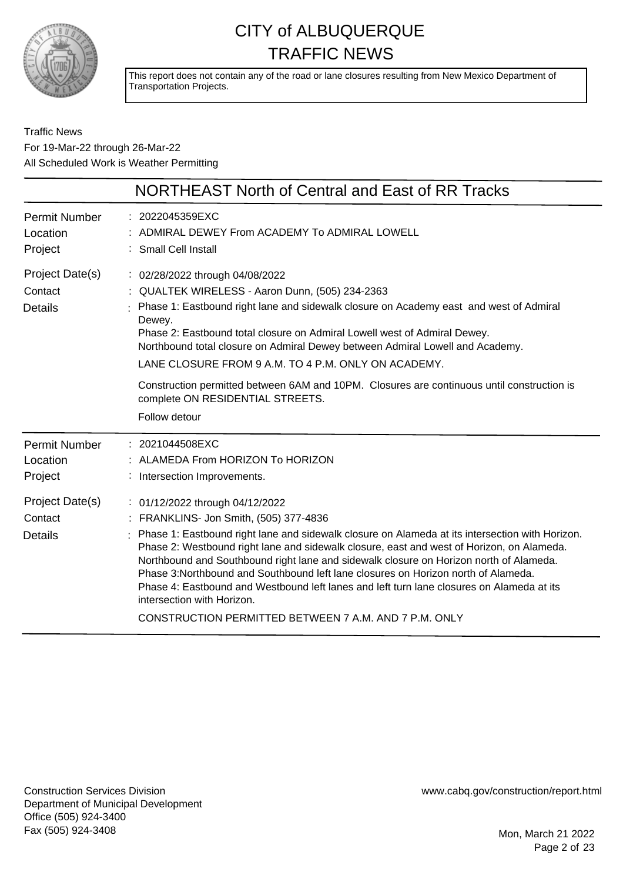# CITY of ALBUQUERQUE TRAFFIC NEWS

This report does not contain any of the road or lane closures resulting from New Mexico Department of Transportation Projects.

Traffic News
For 19-Mar-22 through 26-Mar-22
All Scheduled Work is Weather Permitting

## NORTHEAST North of Central and East of RR Tracks

**Permit Number** : 2022045359EXC
**Location** : ADMIRAL DEWEY From ACADEMY To ADMIRAL LOWELL
**Project** : Small Cell Install
**Project Date(s)** : 02/28/2022 through 04/08/2022
**Contact** : QUALTEK WIRELESS - Aaron Dunn, (505) 234-2363
**Details** : Phase 1: Eastbound right lane and sidewalk closure on Academy east and west of Admiral Dewey.
Phase 2: Eastbound total closure on Admiral Lowell west of Admiral Dewey.
Northbound total closure on Admiral Dewey between Admiral Lowell and Academy.
LANE CLOSURE FROM 9 A.M. TO 4 P.M. ONLY ON ACADEMY.

Construction permitted between 6AM and 10PM. Closures are continuous until construction is complete ON RESIDENTIAL STREETS.

Follow detour

---

**Permit Number** : 2021044508EXC
**Location** : ALAMEDA From HORIZON To HORIZON
**Project** : Intersection Improvements.
**Project Date(s)** : 01/12/2022 through 04/12/2022
**Contact** : FRANKLINS- Jon Smith, (505) 377-4836
**Details** : Phase 1: Eastbound right lane and sidewalk closure on Alameda at its intersection with Horizon.
Phase 2: Westbound right lane and sidewalk closure, east and west of Horizon, on Alameda.
Northbound and Southbound right lane and sidewalk closure on Horizon north of Alameda.
Phase 3:Northbound and Southbound left lane closures on Horizon north of Alameda.
Phase 4: Eastbound and Westbound left lanes and left turn lane closures on Alameda at its intersection with Horizon.

CONSTRUCTION PERMITTED BETWEEN 7 A.M. AND 7 P.M. ONLY

---

Construction Services Division
Department of Municipal Development
Office (505) 924-3400
Fax (505) 924-3408

www.cabq.gov/construction/report.html

Mon, March 21 2022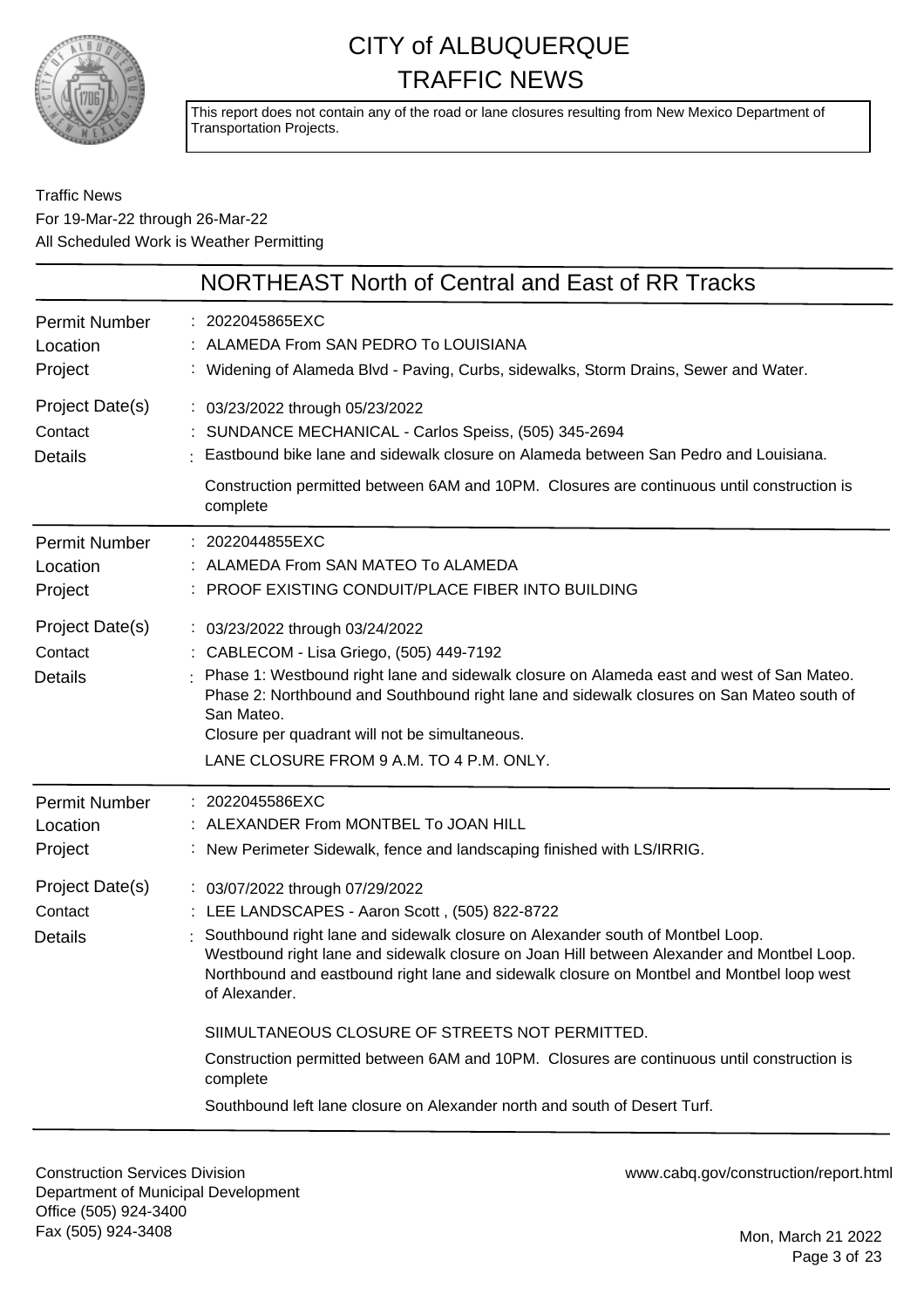# CITY of ALBUQUERQUE TRAFFIC NEWS

This report does not contain any of the road or lane closures resulting from New Mexico Department of Transportation Projects.

Traffic News
For 19-Mar-22 through 26-Mar-22
All Scheduled Work is Weather Permitting

## NORTHEAST North of Central and East of RR Tracks

| | |
|---|---|
| Permit Number | 2022045865EXC |
| Location | ALAMEDA From SAN PEDRO To LOUISIANA |
| Project | Widening of Alameda Blvd - Paving, Curbs, sidewalks, Storm Drains, Sewer and Water. |
| Project Date(s) | 03/23/2022 through 05/23/2022 |
| Contact | SUNDANCE MECHANICAL - Carlos Speiss, (505) 345-2694 |
| Details | Eastbound bike lane and sidewalk closure on Alameda between San Pedro and Louisiana.<br><br>Construction permitted between 6AM and 10PM. Closures are continuous until construction is complete |

| | |
|---|---|
| Permit Number | 2022044855EXC |
| Location | ALAMEDA From SAN MATEO To ALAMEDA |
| Project | PROOF EXISTING CONDUIT/PLACE FIBER INTO BUILDING |
| Project Date(s) | 03/23/2022 through 03/24/2022 |
| Contact | CABLECOM - Lisa Griego, (505) 449-7192 |
| Details | Phase 1: Westbound right lane and sidewalk closure on Alameda east and west of San Mateo. Phase 2: Northbound and Southbound right lane and sidewalk closures on San Mateo south of San Mateo.<br>Closure per quadrant will not be simultaneous.<br><br>LANE CLOSURE FROM 9 A.M. TO 4 P.M. ONLY. |

| | |
|---|---|
| Permit Number | 2022045586EXC |
| Location | ALEXANDER From MONTBEL To JOAN HILL |
| Project | New Perimeter Sidewalk, fence and landscaping finished with LS/IRRIG. |
| Project Date(s) | 03/07/2022 through 07/29/2022 |
| Contact | LEE LANDSCAPES - Aaron Scott , (505) 822-8722 |
| Details | Southbound right lane and sidewalk closure on Alexander south of Montbel Loop. Westbound right lane and sidewalk closure on Joan Hill between Alexander and Montbel Loop. Northbound and eastbound right lane and sidewalk closure on Montbel and Montbel loop west of Alexander.<br><br>SIIMULTANEOUS CLOSURE OF STREETS NOT PERMITTED.<br><br>Construction permitted between 6AM and 10PM. Closures are continuous until construction is complete<br><br>Southbound left lane closure on Alexander north and south of Desert Turf. |

Construction Services Division
Department of Municipal Development
Office (505) 924-3400
Fax (505) 924-3408

www.cabq.gov/construction/report.html

Mon, March 21 2022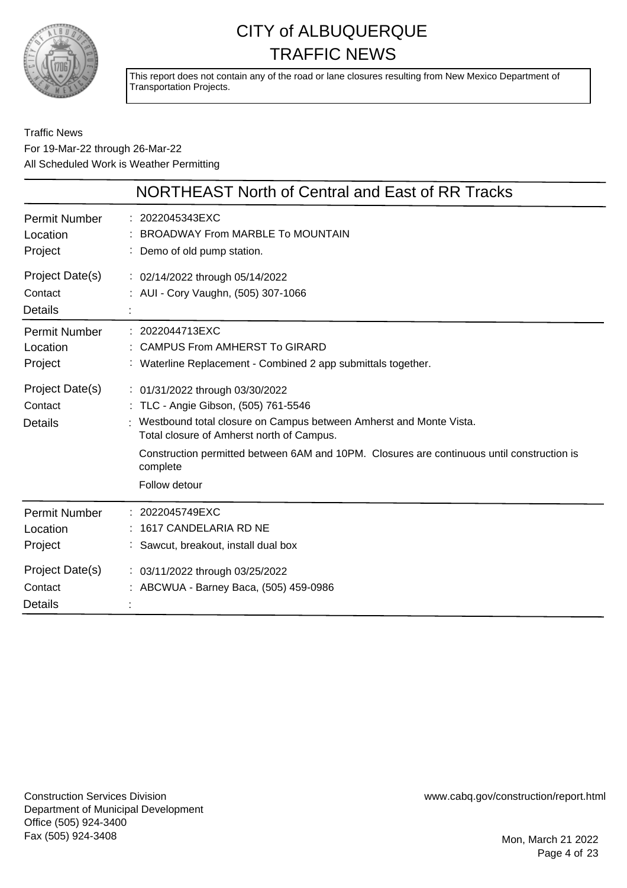# CITY of ALBUQUERQUE TRAFFIC NEWS

This report does not contain any of the road or lane closures resulting from New Mexico Department of Transportation Projects.

Traffic News
For 19-Mar-22 through 26-Mar-22
All Scheduled Work is Weather Permitting

## NORTHEAST North of Central and East of RR Tracks

| | |
|---|---|
| Permit Number | : 2022045343EXC |
| Location | : BROADWAY From MARBLE To MOUNTAIN |
| Project | : Demo of old pump station. |
| Project Date(s) | : 02/14/2022 through 05/14/2022 |
| Contact | : AUI - Cory Vaughn, (505) 307-1066 |
| Details | : |

| | |
|---|---|
| Permit Number | : 2022044713EXC |
| Location | : CAMPUS From AMHERST To GIRARD |
| Project | : Waterline Replacement - Combined 2 app submittals together. |
| Project Date(s) | : 01/31/2022 through 03/30/2022 |
| Contact | : TLC - Angie Gibson, (505) 761-5546 |
| Details | : Westbound total closure on Campus between Amherst and Monte Vista. Total closure of Amherst north of Campus. Construction permitted between 6AM and 10PM. Closures are continuous until construction is complete Follow detour |

| | |
|---|---|
| Permit Number | : 2022045749EXC |
| Location | : 1617 CANDELARIA RD NE |
| Project | : Sawcut, breakout, install dual box |
| Project Date(s) | : 03/11/2022 through 03/25/2022 |
| Contact | : ABCWUA - Barney Baca, (505) 459-0986 |
| Details | : |

Construction Services Division
Department of Municipal Development
Office (505) 924-3400
Fax (505) 924-3408

www.cabq.gov/construction/report.html

Mon, March 21 2022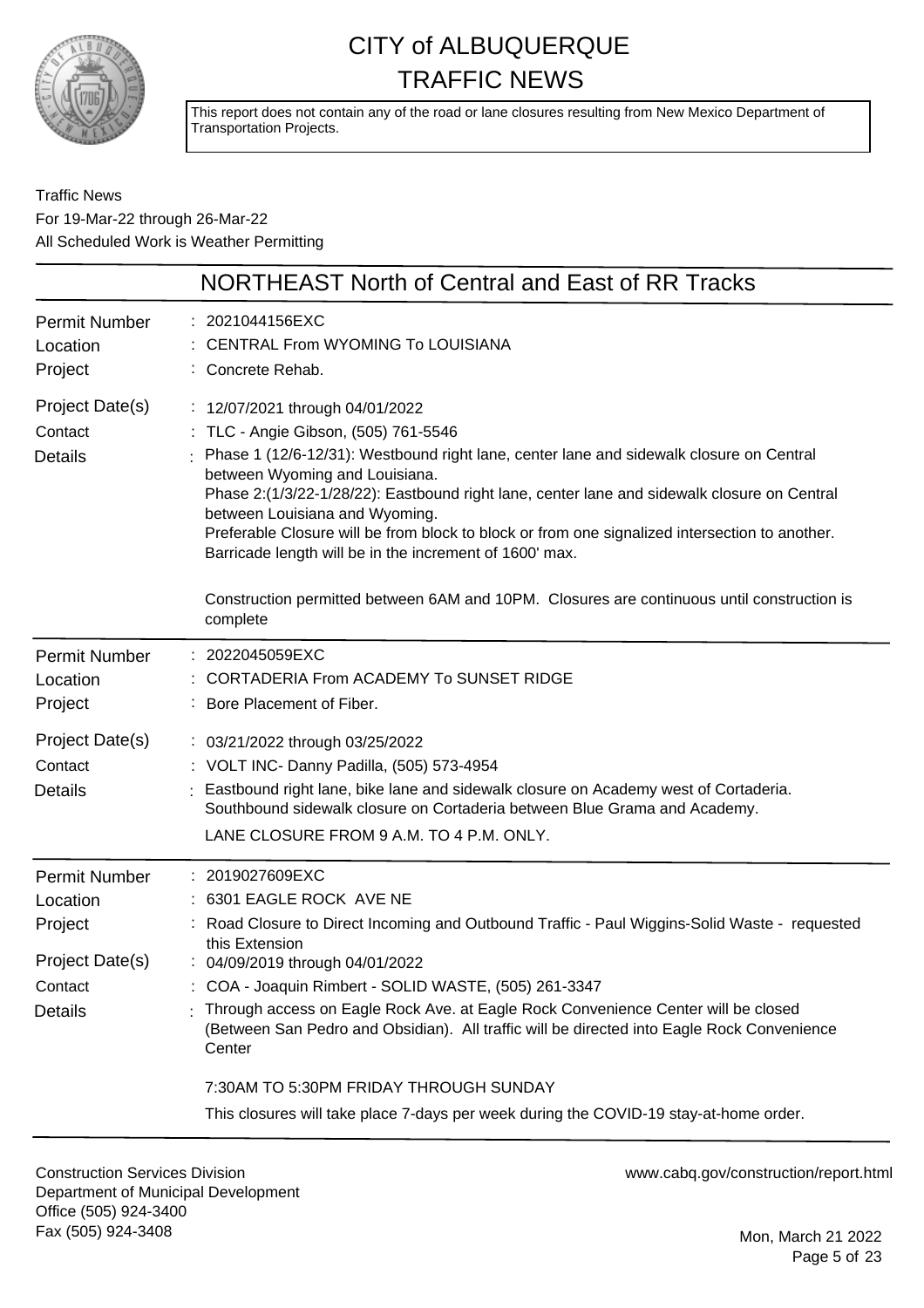# CITY of ALBUQUERQUE
# TRAFFIC NEWS

This report does not contain any of the road or lane closures resulting from New Mexico Department of Transportation Projects.

Traffic News
For 19-Mar-22 through 26-Mar-22
All Scheduled Work is Weather Permitting

## NORTHEAST North of Central and East of RR Tracks

**Permit Number** : 2021044156EXC
**Location** : CENTRAL From WYOMING To LOUISIANA
**Project** : Concrete Rehab.
**Project Date(s)** : 12/07/2021 through 04/01/2022
**Contact** : TLC - Angie Gibson, (505) 761-5546
**Details** : Phase 1 (12/6-12/31): Westbound right lane, center lane and sidewalk closure on Central between Wyoming and Louisiana.
Phase 2:(1/3/22-1/28/22): Eastbound right lane, center lane and sidewalk closure on Central between Louisiana and Wyoming.
Preferable Closure will be from block to block or from one signalized intersection to another. Barricade length will be in the increment of 1600' max.

Construction permitted between 6AM and 10PM. Closures are continuous until construction is complete

---

**Permit Number** : 2022045059EXC
**Location** : CORTADERIA From ACADEMY To SUNSET RIDGE
**Project** : Bore Placement of Fiber.
**Project Date(s)** : 03/21/2022 through 03/25/2022
**Contact** : VOLT INC- Danny Padilla, (505) 573-4954
**Details** : Eastbound right lane, bike lane and sidewalk closure on Academy west of Cortaderia. Southbound sidewalk closure on Cortaderia between Blue Grama and Academy.

LANE CLOSURE FROM 9 A.M. TO 4 P.M. ONLY.

---

**Permit Number** : 2019027609EXC
**Location** : 6301 EAGLE ROCK AVE NE
**Project** : Road Closure to Direct Incoming and Outbound Traffic - Paul Wiggins-Solid Waste - requested this Extension
**Project Date(s)** : 04/09/2019 through 04/01/2022
**Contact** : COA - Joaquin Rimbert - SOLID WASTE, (505) 261-3347
**Details** : Through access on Eagle Rock Ave. at Eagle Rock Convenience Center will be closed (Between San Pedro and Obsidian). All traffic will be directed into Eagle Rock Convenience Center

7:30AM TO 5:30PM FRIDAY THROUGH SUNDAY

This closures will take place 7-days per week during the COVID-19 stay-at-home order.

---

Construction Services Division
Department of Municipal Development
Office (505) 924-3400
Fax (505) 924-3408

www.cabq.gov/construction/report.html

Mon, March 21 2022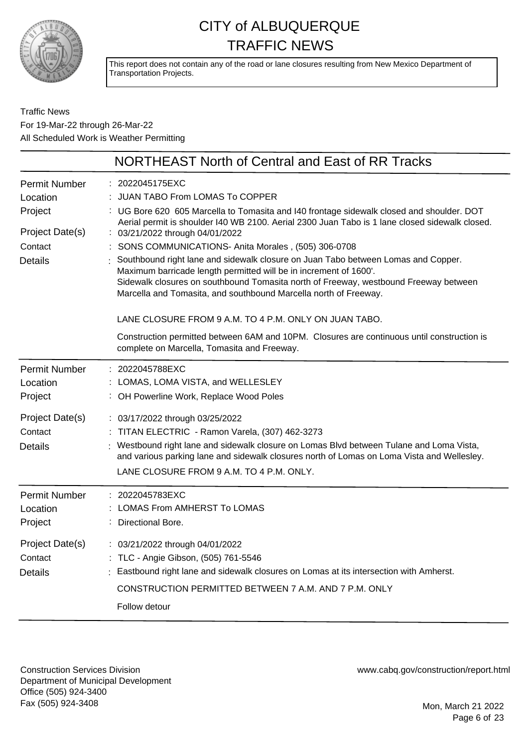# CITY of ALBUQUERQUE TRAFFIC NEWS

This report does not contain any of the road or lane closures resulting from New Mexico Department of Transportation Projects.

Traffic News
For 19-Mar-22 through 26-Mar-22
All Scheduled Work is Weather Permitting

## NORTHEAST North of Central and East of RR Tracks

**Permit Number** : 2022045175EXC
**Location** : JUAN TABO From LOMAS To COPPER
**Project** : UG Bore 620 605 Marcella to Tomasita and I40 frontage sidewalk closed and shoulder. DOT Aerial permit is shoulder I40 WB 2100. Aerial 2300 Juan Tabo is 1 lane closed sidewalk closed.
**Project Date(s)** : 03/21/2022 through 04/01/2022
**Contact** : SONS COMMUNICATIONS- Anita Morales , (505) 306-0708
**Details** : Southbound right lane and sidewalk closure on Juan Tabo between Lomas and Copper. Maximum barricade length permitted will be in increment of 1600'.
Sidewalk closures on southbound Tomasita north of Freeway, westbound Freeway between Marcella and Tomasita, and southbound Marcella north of Freeway.

LANE CLOSURE FROM 9 A.M. TO 4 P.M. ONLY ON JUAN TABO.

Construction permitted between 6AM and 10PM. Closures are continuous until construction is complete on Marcella, Tomasita and Freeway.

---

**Permit Number** : 2022045788EXC
**Location** : LOMAS, LOMA VISTA, and WELLESLEY
**Project** : OH Powerline Work, Replace Wood Poles
**Project Date(s)** : 03/17/2022 through 03/25/2022
**Contact** : TITAN ELECTRIC - Ramon Varela, (307) 462-3273
**Details** : Westbound right lane and sidewalk closure on Lomas Blvd between Tulane and Loma Vista, and various parking lane and sidewalk closures north of Lomas on Loma Vista and Wellesley.

LANE CLOSURE FROM 9 A.M. TO 4 P.M. ONLY.

---

**Permit Number** : 2022045783EXC
**Location** : LOMAS From AMHERST To LOMAS
**Project** : Directional Bore.
**Project Date(s)** : 03/21/2022 through 04/01/2022
**Contact** : TLC - Angie Gibson, (505) 761-5546
**Details** : Eastbound right lane and sidewalk closures on Lomas at its intersection with Amherst.

CONSTRUCTION PERMITTED BETWEEN 7 A.M. AND 7 P.M. ONLY

Follow detour

---

Construction Services Division
Department of Municipal Development
Office (505) 924-3400
Fax (505) 924-3408

www.cabq.gov/construction/report.html

Mon, March 21 2022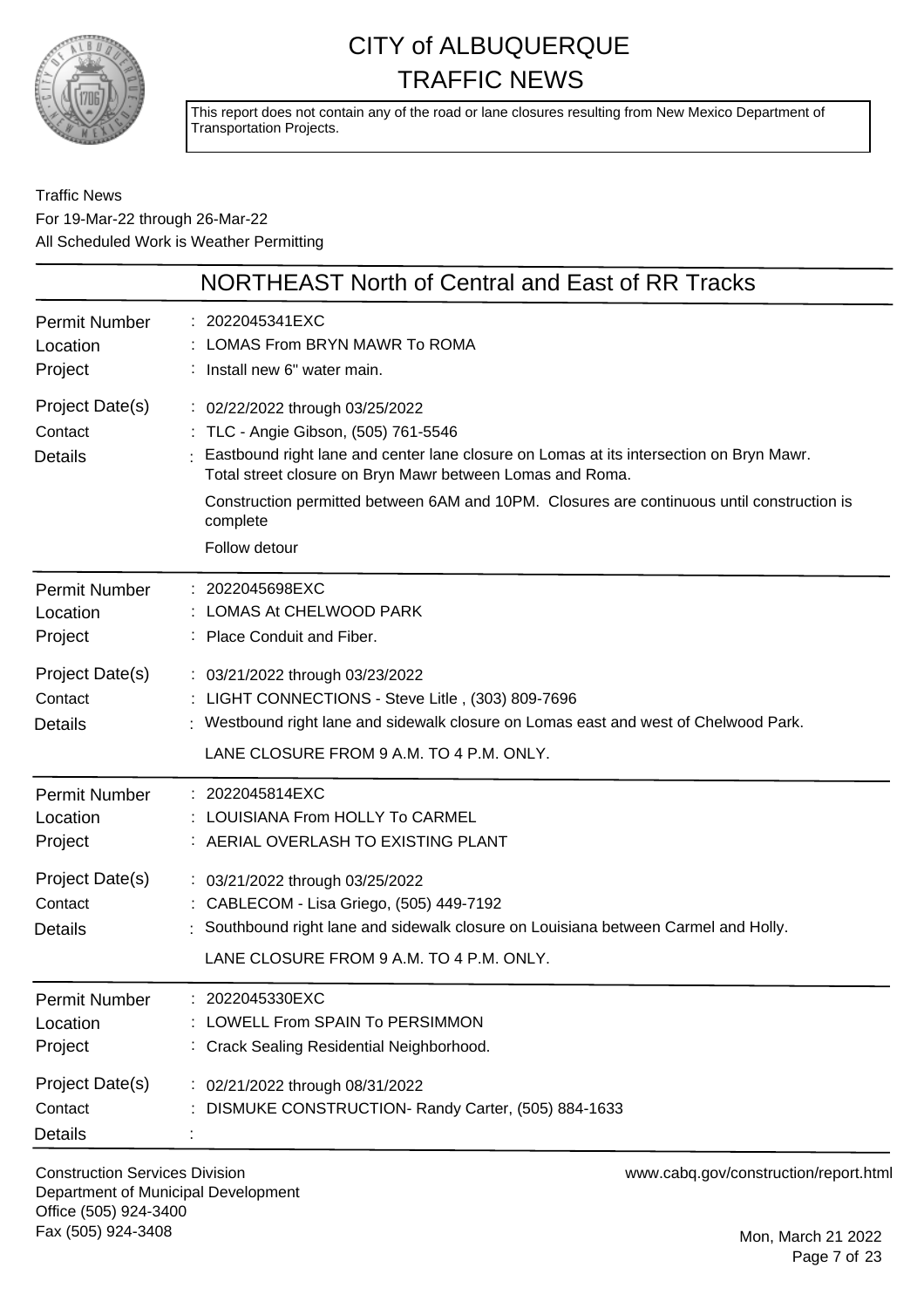# CITY of ALBUQUERQUE
# TRAFFIC NEWS

This report does not contain any of the road or lane closures resulting from New Mexico Department of Transportation Projects.

Traffic News
For 19-Mar-22 through 26-Mar-22
All Scheduled Work is Weather Permitting

## NORTHEAST North of Central and East of RR Tracks

| | |
|---|---|
| Permit Number | : 2022045341EXC |
| Location | : LOMAS From BRYN MAWR To ROMA |
| Project | : Install new 6" water main. |
| Project Date(s) | : 02/22/2022 through 03/25/2022 |
| Contact | : TLC - Angie Gibson, (505) 761-5546 |
| Details | : Eastbound right lane and center lane closure on Lomas at its intersection on Bryn Mawr. Total street closure on Bryn Mawr between Lomas and Roma.<br><br>Construction permitted between 6AM and 10PM. Closures are continuous until construction is complete<br><br>Follow detour |

| | |
|---|---|
| Permit Number | : 2022045698EXC |
| Location | : LOMAS At CHELWOOD PARK |
| Project | : Place Conduit and Fiber. |
| Project Date(s) | : 03/21/2022 through 03/23/2022 |
| Contact | : LIGHT CONNECTIONS - Steve Litle , (303) 809-7696 |
| Details | : Westbound right lane and sidewalk closure on Lomas east and west of Chelwood Park.<br><br>LANE CLOSURE FROM 9 A.M. TO 4 P.M. ONLY. |

| | |
|---|---|
| Permit Number | : 2022045814EXC |
| Location | : LOUISIANA From HOLLY To CARMEL |
| Project | : AERIAL OVERLASH TO EXISTING PLANT |
| Project Date(s) | : 03/21/2022 through 03/25/2022 |
| Contact | : CABLECOM - Lisa Griego, (505) 449-7192 |
| Details | : Southbound right lane and sidewalk closure on Louisiana between Carmel and Holly.<br><br>LANE CLOSURE FROM 9 A.M. TO 4 P.M. ONLY. |

| | |
|---|---|
| Permit Number | : 2022045330EXC |
| Location | : LOWELL From SPAIN To PERSIMMON |
| Project | : Crack Sealing Residential Neighborhood. |
| Project Date(s) | : 02/21/2022 through 08/31/2022 |
| Contact | : DISMUKE CONSTRUCTION- Randy Carter, (505) 884-1633 |
| Details | : |

Construction Services Division
Department of Municipal Development
Office (505) 924-3400
Fax (505) 924-3408

www.cabq.gov/construction/report.html

Mon, March 21 2022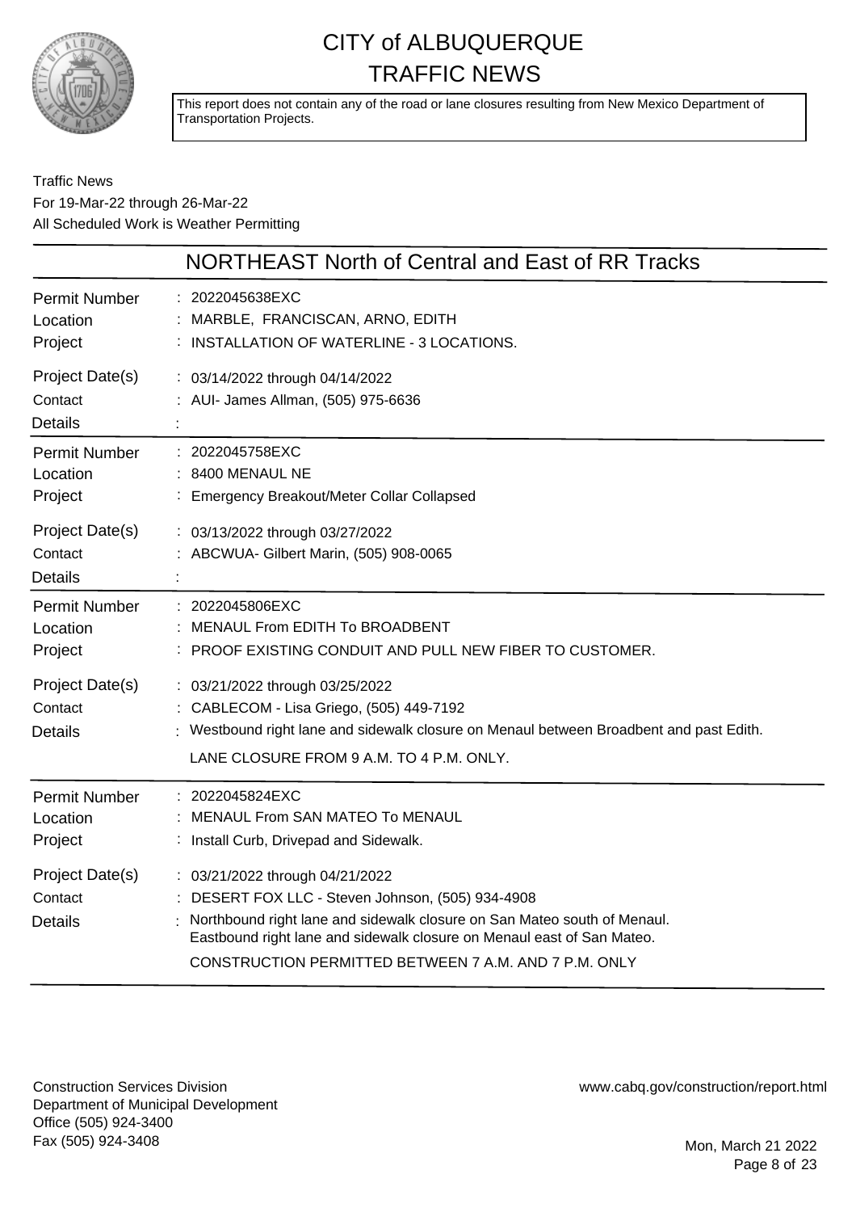# CITY of ALBUQUERQUE TRAFFIC NEWS

This report does not contain any of the road or lane closures resulting from New Mexico Department of Transportation Projects.

Traffic News
For 19-Mar-22 through 26-Mar-22
All Scheduled Work is Weather Permitting

## NORTHEAST North of Central and East of RR Tracks

| | |
|---|---|
| Permit Number | : 2022045638EXC |
| Location | : MARBLE, FRANCISCAN, ARNO, EDITH |
| Project | : INSTALLATION OF WATERLINE - 3 LOCATIONS. |
| Project Date(s) | : 03/14/2022 through 04/14/2022 |
| Contact | : AUI- James Allman, (505) 975-6636 |
| Details | : |

| | |
|---|---|
| Permit Number | : 2022045758EXC |
| Location | : 8400 MENAUL NE |
| Project | : Emergency Breakout/Meter Collar Collapsed |
| Project Date(s) | : 03/13/2022 through 03/27/2022 |
| Contact | : ABCWUA- Gilbert Marin, (505) 908-0065 |
| Details | : |

| | |
|---|---|
| Permit Number | : 2022045806EXC |
| Location | : MENAUL From EDITH To BROADBENT |
| Project | : PROOF EXISTING CONDUIT AND PULL NEW FIBER TO CUSTOMER. |
| Project Date(s) | : 03/21/2022 through 03/25/2022 |
| Contact | : CABLECOM - Lisa Griego, (505) 449-7192 |
| Details | : Westbound right lane and sidewalk closure on Menaul between Broadbent and past Edith. LANE CLOSURE FROM 9 A.M. TO 4 P.M. ONLY. |

| | |
|---|---|
| Permit Number | : 2022045824EXC |
| Location | : MENAUL From SAN MATEO To MENAUL |
| Project | : Install Curb, Drivepad and Sidewalk. |
| Project Date(s) | : 03/21/2022 through 04/21/2022 |
| Contact | : DESERT FOX LLC - Steven Johnson, (505) 934-4908 |
| Details | : Northbound right lane and sidewalk closure on San Mateo south of Menaul. Eastbound right lane and sidewalk closure on Menaul east of San Mateo. CONSTRUCTION PERMITTED BETWEEN 7 A.M. AND 7 P.M. ONLY |

Construction Services Division
Department of Municipal Development
Office (505) 924-3400
Fax (505) 924-3408

www.cabq.gov/construction/report.html

Mon, March 21 2022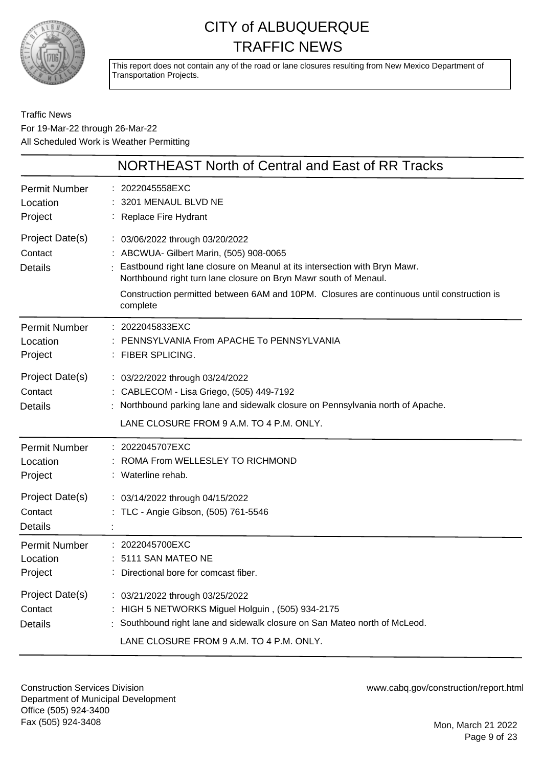# CITY of ALBUQUERQUE
# TRAFFIC NEWS

This report does not contain any of the road or lane closures resulting from New Mexico Department of Transportation Projects.

Traffic News
For 19-Mar-22 through 26-Mar-22
All Scheduled Work is Weather Permitting

## NORTHEAST North of Central and East of RR Tracks

| | |
|---|---|
| Permit Number | : 2022045558EXC |
| Location | : 3201 MENAUL BLVD NE |
| Project | : Replace Fire Hydrant |
| Project Date(s) | : 03/06/2022 through 03/20/2022 |
| Contact | : ABCWUA- Gilbert Marin, (505) 908-0065 |
| Details | : Eastbound right lane closure on Meanul at its intersection with Bryn Mawr. Northbound right turn lane closure on Bryn Mawr south of Menaul. Construction permitted between 6AM and 10PM. Closures are continuous until construction is complete |

| | |
|---|---|
| Permit Number | : 2022045833EXC |
| Location | : PENNSYLVANIA From APACHE To PENNSYLVANIA |
| Project | : FIBER SPLICING. |
| Project Date(s) | : 03/22/2022 through 03/24/2022 |
| Contact | : CABLECOM - Lisa Griego, (505) 449-7192 |
| Details | : Northbound parking lane and sidewalk closure on Pennsylvania north of Apache. LANE CLOSURE FROM 9 A.M. TO 4 P.M. ONLY. |

| | |
|---|---|
| Permit Number | : 2022045707EXC |
| Location | : ROMA From WELLESLEY TO RICHMOND |
| Project | : Waterline rehab. |
| Project Date(s) | : 03/14/2022 through 04/15/2022 |
| Contact | : TLC - Angie Gibson, (505) 761-5546 |
| Details | : |

| | |
|---|---|
| Permit Number | : 2022045700EXC |
| Location | : 5111 SAN MATEO NE |
| Project | : Directional bore for comcast fiber. |
| Project Date(s) | : 03/21/2022 through 03/25/2022 |
| Contact | : HIGH 5 NETWORKS Miguel Holguin , (505) 934-2175 |
| Details | : Southbound right lane and sidewalk closure on San Mateo north of McLeod. LANE CLOSURE FROM 9 A.M. TO 4 P.M. ONLY. |

Construction Services Division
Department of Municipal Development
Office (505) 924-3400
Fax (505) 924-3408

www.cabq.gov/construction/report.html

Mon, March 21 2022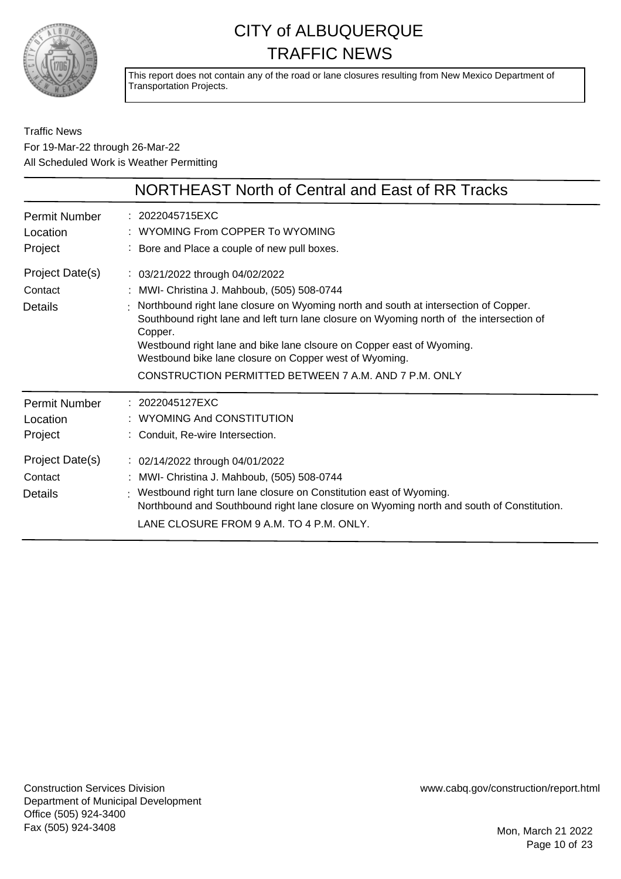# CITY of ALBUQUERQUE TRAFFIC NEWS

This report does not contain any of the road or lane closures resulting from New Mexico Department of Transportation Projects.

Traffic News
For 19-Mar-22 through 26-Mar-22
All Scheduled Work is Weather Permitting

## NORTHEAST North of Central and East of RR Tracks

| | |
|---|---|
| Permit Number | 2022045715EXC |
| Location | WYOMING From COPPER To WYOMING |
| Project | Bore and Place a couple of new pull boxes. |
| Project Date(s) | 03/21/2022 through 04/02/2022 |
| Contact | MWI- Christina J. Mahboub, (505) 508-0744 |
| Details | Northbound right lane closure on Wyoming north and south at intersection of Copper. Southbound right lane and left turn lane closure on Wyoming north of the intersection of Copper. Westbound right lane and bike lane clsoure on Copper east of Wyoming. Westbound bike lane closure on Copper west of Wyoming. CONSTRUCTION PERMITTED BETWEEN 7 A.M. AND 7 P.M. ONLY |

| | |
|---|---|
| Permit Number | 2022045127EXC |
| Location | WYOMING And CONSTITUTION |
| Project | Conduit, Re-wire Intersection. |
| Project Date(s) | 02/14/2022 through 04/01/2022 |
| Contact | MWI- Christina J. Mahboub, (505) 508-0744 |
| Details | Westbound right turn lane closure on Constitution east of Wyoming. Northbound and Southbound right lane closure on Wyoming north and south of Constitution. LANE CLOSURE FROM 9 A.M. TO 4 P.M. ONLY. |

Construction Services Division
Department of Municipal Development
Office (505) 924-3400
Fax (505) 924-3408

www.cabq.gov/construction/report.html

Mon, March 21 2022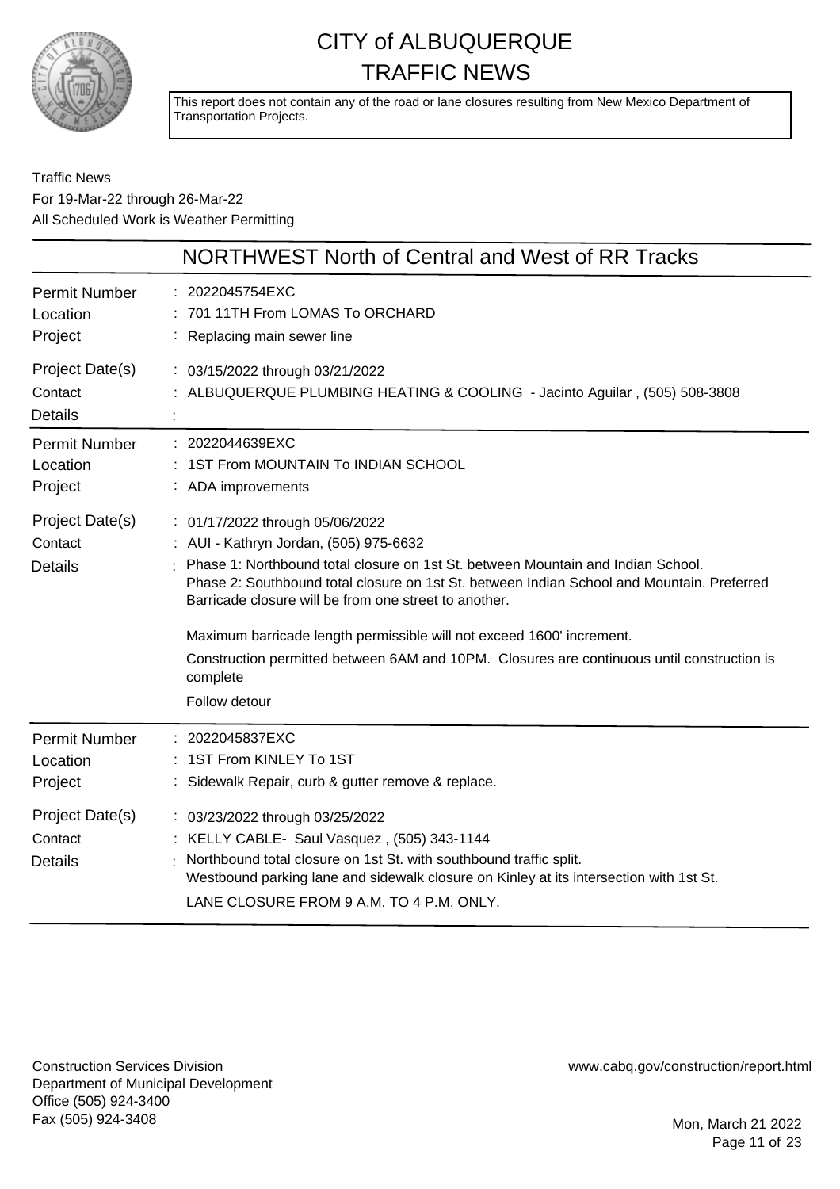# CITY of ALBUQUERQUE TRAFFIC NEWS

This report does not contain any of the road or lane closures resulting from New Mexico Department of Transportation Projects.

Traffic News
For 19-Mar-22 through 26-Mar-22
All Scheduled Work is Weather Permitting

## NORTHWEST North of Central and West of RR Tracks

| | |
|---|---|
| Permit Number | 2022045754EXC |
| Location | 701 11TH From LOMAS To ORCHARD |
| Project | Replacing main sewer line |
| Project Date(s) | 03/15/2022 through 03/21/2022 |
| Contact | ALBUQUERQUE PLUMBING HEATING & COOLING - Jacinto Aguilar , (505) 508-3808 |
| Details | |

| | |
|---|---|
| Permit Number | 2022044639EXC |
| Location | 1ST From MOUNTAIN To INDIAN SCHOOL |
| Project | ADA improvements |
| Project Date(s) | 01/17/2022 through 05/06/2022 |
| Contact | AUI - Kathryn Jordan, (505) 975-6632 |
| Details | Phase 1: Northbound total closure on 1st St. between Mountain and Indian School.<br>Phase 2: Southbound total closure on 1st St. between Indian School and Mountain. Preferred Barricade closure will be from one street to another.<br><br>Maximum barricade length permissible will not exceed 1600' increment.<br><br>Construction permitted between 6AM and 10PM. Closures are continuous until construction is complete<br><br>Follow detour |

| | |
|---|---|
| Permit Number | 2022045837EXC |
| Location | 1ST From KINLEY To 1ST |
| Project | Sidewalk Repair, curb & gutter remove & replace. |
| Project Date(s) | 03/23/2022 through 03/25/2022 |
| Contact | KELLY CABLE- Saul Vasquez , (505) 343-1144 |
| Details | Northbound total closure on 1st St. with southbound traffic split.<br>Westbound parking lane and sidewalk closure on Kinley at its intersection with 1st St.<br><br>LANE CLOSURE FROM 9 A.M. TO 4 P.M. ONLY. |

Construction Services Division
Department of Municipal Development
Office (505) 924-3400
Fax (505) 924-3408

www.cabq.gov/construction/report.html

Mon, March 21 2022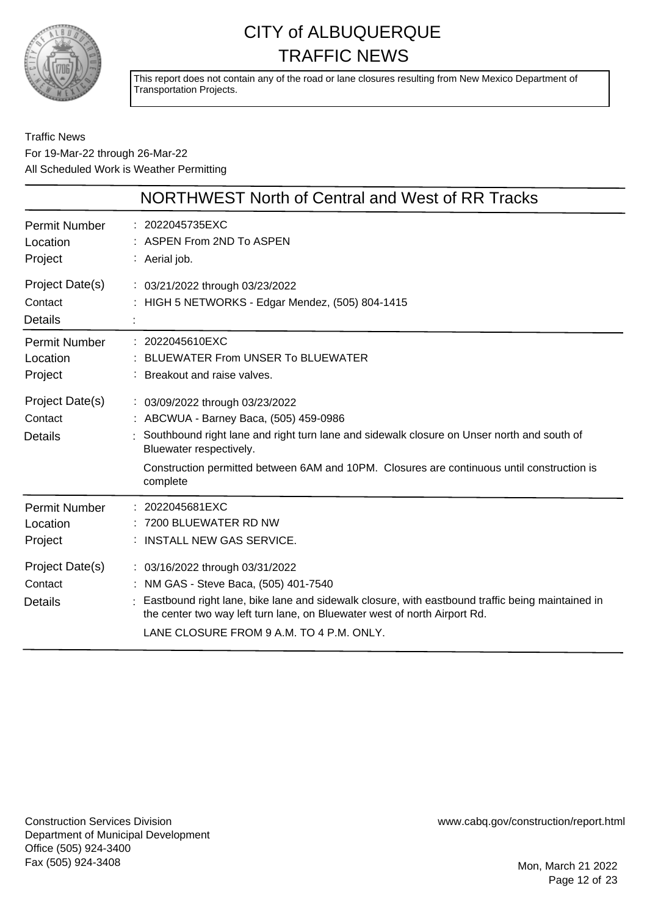# CITY of ALBUQUERQUE TRAFFIC NEWS

This report does not contain any of the road or lane closures resulting from New Mexico Department of Transportation Projects.

Traffic News
For 19-Mar-22 through 26-Mar-22
All Scheduled Work is Weather Permitting

## NORTHWEST North of Central and West of RR Tracks

| | |
|---|---|
| Permit Number | : 2022045735EXC |
| Location | : ASPEN From 2ND To ASPEN |
| Project | : Aerial job. |
| Project Date(s) | : 03/21/2022 through 03/23/2022 |
| Contact | : HIGH 5 NETWORKS - Edgar Mendez, (505) 804-1415 |
| Details | : |

| | |
|---|---|
| Permit Number | : 2022045610EXC |
| Location | : BLUEWATER From UNSER To BLUEWATER |
| Project | : Breakout and raise valves. |
| Project Date(s) | : 03/09/2022 through 03/23/2022 |
| Contact | : ABCWUA - Barney Baca, (505) 459-0986 |
| Details | : Southbound right lane and right turn lane and sidewalk closure on Unser north and south of Bluewater respectively. Construction permitted between 6AM and 10PM. Closures are continuous until construction is complete |

| | |
|---|---|
| Permit Number | : 2022045681EXC |
| Location | : 7200 BLUEWATER RD NW |
| Project | : INSTALL NEW GAS SERVICE. |
| Project Date(s) | : 03/16/2022 through 03/31/2022 |
| Contact | : NM GAS - Steve Baca, (505) 401-7540 |
| Details | : Eastbound right lane, bike lane and sidewalk closure, with eastbound traffic being maintained in the center two way left turn lane, on Bluewater west of north Airport Rd. LANE CLOSURE FROM 9 A.M. TO 4 P.M. ONLY. |

Construction Services Division
Department of Municipal Development
Office (505) 924-3400
Fax (505) 924-3408

www.cabq.gov/construction/report.html

Mon, March 21 2022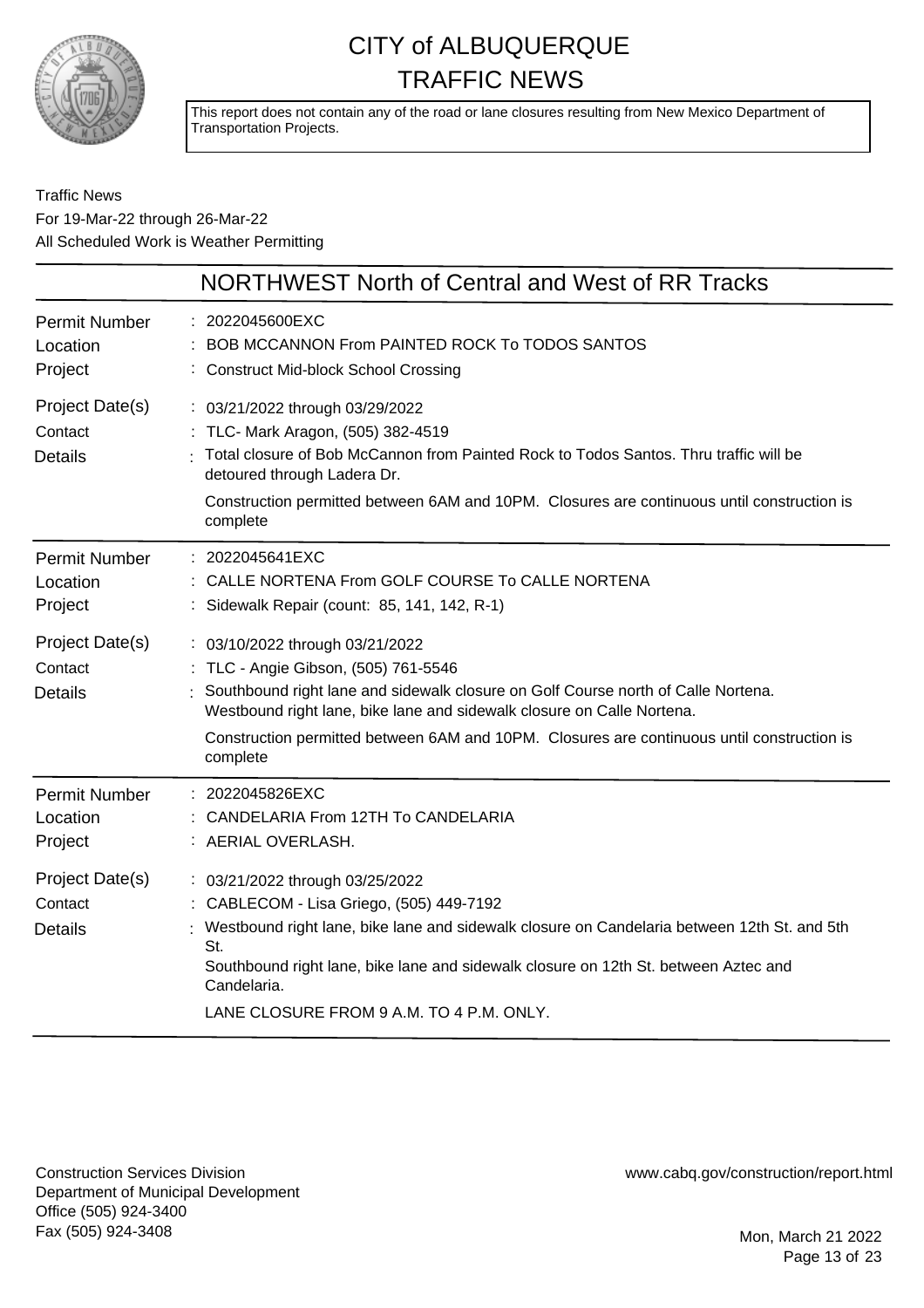# CITY of ALBUQUERQUE TRAFFIC NEWS

This report does not contain any of the road or lane closures resulting from New Mexico Department of Transportation Projects.

Traffic News
For 19-Mar-22 through 26-Mar-22
All Scheduled Work is Weather Permitting

## NORTHWEST North of Central and West of RR Tracks

| | |
|---|---|
| Permit Number | : 2022045600EXC |
| Location | : BOB MCCANNON From PAINTED ROCK To TODOS SANTOS |
| Project | : Construct Mid-block School Crossing |
| Project Date(s) | : 03/21/2022 through 03/29/2022 |
| Contact | : TLC- Mark Aragon, (505) 382-4519 |
| Details | : Total closure of Bob McCannon from Painted Rock to Todos Santos. Thru traffic will be detoured through Ladera Dr. Construction permitted between 6AM and 10PM. Closures are continuous until construction is complete |

| | |
|---|---|
| Permit Number | : 2022045641EXC |
| Location | : CALLE NORTENA From GOLF COURSE To CALLE NORTENA |
| Project | : Sidewalk Repair (count: 85, 141, 142, R-1) |
| Project Date(s) | : 03/10/2022 through 03/21/2022 |
| Contact | : TLC - Angie Gibson, (505) 761-5546 |
| Details | : Southbound right lane and sidewalk closure on Golf Course north of Calle Nortena. Westbound right lane, bike lane and sidewalk closure on Calle Nortena. Construction permitted between 6AM and 10PM. Closures are continuous until construction is complete |

| | |
|---|---|
| Permit Number | : 2022045826EXC |
| Location | : CANDELARIA From 12TH To CANDELARIA |
| Project | : AERIAL OVERLASH. |
| Project Date(s) | : 03/21/2022 through 03/25/2022 |
| Contact | : CABLECOM - Lisa Griego, (505) 449-7192 |
| Details | : Westbound right lane, bike lane and sidewalk closure on Candelaria between 12th St. and 5th St. Southbound right lane, bike lane and sidewalk closure on 12th St. between Aztec and Candelaria. LANE CLOSURE FROM 9 A.M. TO 4 P.M. ONLY. |

Construction Services Division
Department of Municipal Development
Office (505) 924-3400
Fax (505) 924-3408

www.cabq.gov/construction/report.html

Mon, March 21 2022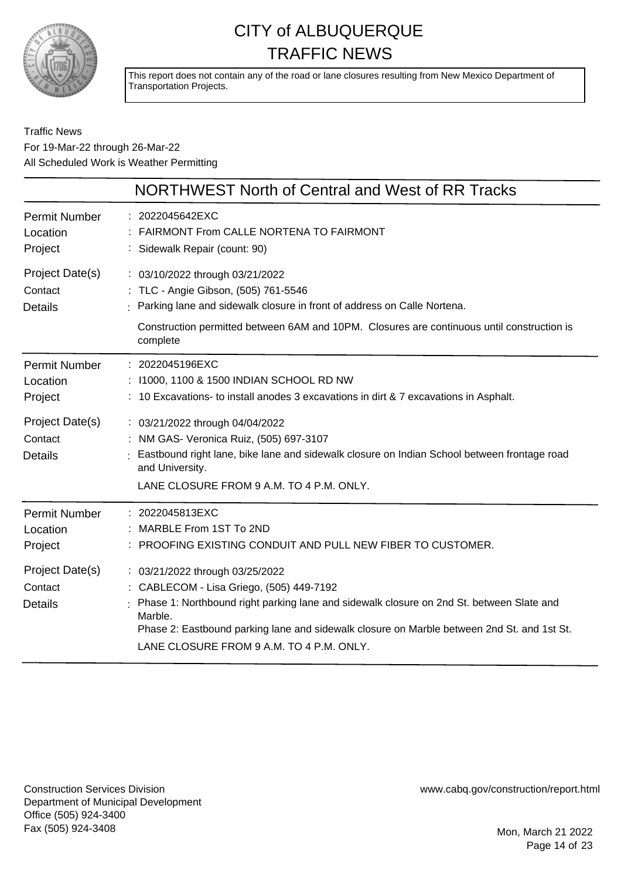# CITY of ALBUQUERQUE
# TRAFFIC NEWS

This report does not contain any of the road or lane closures resulting from New Mexico Department of Transportation Projects.

Traffic News
For 19-Mar-22 through 26-Mar-22
All Scheduled Work is Weather Permitting

## NORTHWEST North of Central and West of RR Tracks

| | |
|---|---|
| Permit Number | 2022045642EXC |
| Location | FAIRMONT From CALLE NORTENA TO FAIRMONT |
| Project | Sidewalk Repair (count: 90) |
| Project Date(s) | 03/10/2022 through 03/21/2022 |
| Contact | TLC - Angie Gibson, (505) 761-5546 |
| Details | Parking lane and sidewalk closure in front of address on Calle Nortena.<br>Construction permitted between 6AM and 10PM. Closures are continuous until construction is complete |

| | |
|---|---|
| Permit Number | 2022045196EXC |
| Location | I1000, 1100 & 1500 INDIAN SCHOOL RD NW |
| Project | 10 Excavations- to install anodes 3 excavations in dirt & 7 excavations in Asphalt. |
| Project Date(s) | 03/21/2022 through 04/04/2022 |
| Contact | NM GAS- Veronica Ruiz, (505) 697-3107 |
| Details | Eastbound right lane, bike lane and sidewalk closure on Indian School between frontage road and University.<br>LANE CLOSURE FROM 9 A.M. TO 4 P.M. ONLY. |

| | |
|---|---|
| Permit Number | 2022045813EXC |
| Location | MARBLE From 1ST To 2ND |
| Project | PROOFING EXISTING CONDUIT AND PULL NEW FIBER TO CUSTOMER. |
| Project Date(s) | 03/21/2022 through 03/25/2022 |
| Contact | CABLECOM - Lisa Griego, (505) 449-7192 |
| Details | Phase 1: Northbound right parking lane and sidewalk closure on 2nd St. between Slate and Marble.<br>Phase 2: Eastbound parking lane and sidewalk closure on Marble between 2nd St. and 1st St.<br>LANE CLOSURE FROM 9 A.M. TO 4 P.M. ONLY. |

Construction Services Division
Department of Municipal Development
Office (505) 924-3400
Fax (505) 924-3408

www.cabq.gov/construction/report.html

Mon, March 21 2022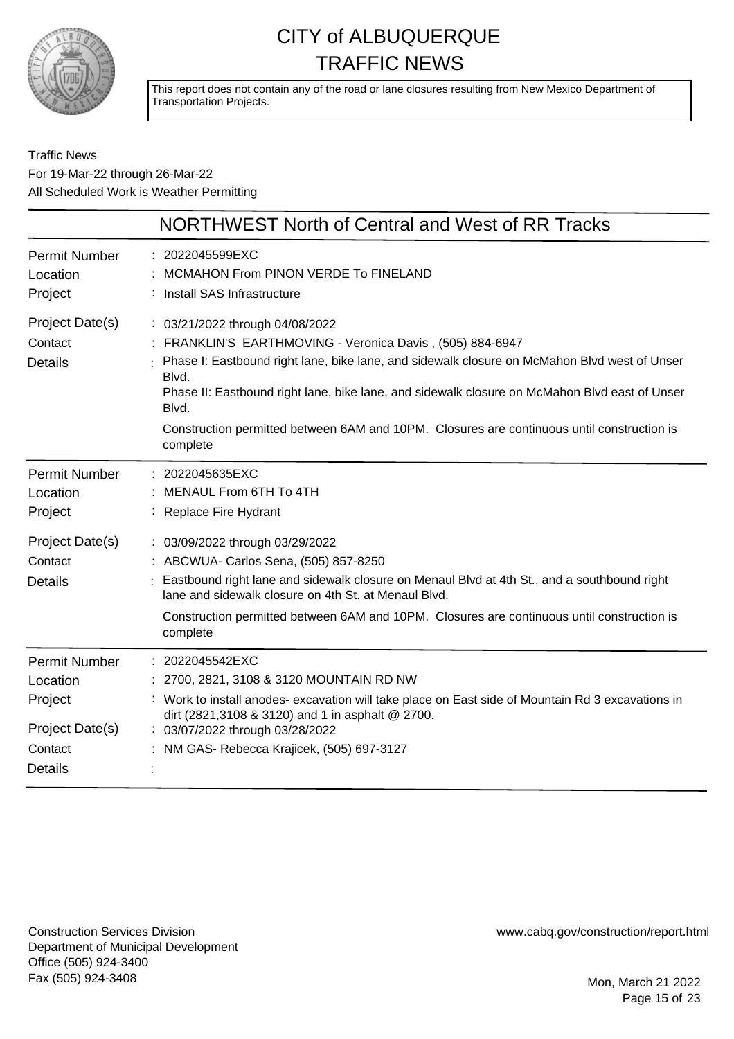# CITY of ALBUQUERQUE
# TRAFFIC NEWS

This report does not contain any of the road or lane closures resulting from New Mexico Department of Transportation Projects.

Traffic News
For 19-Mar-22 through 26-Mar-22
All Scheduled Work is Weather Permitting

## NORTHWEST North of Central and West of RR Tracks

| | |
|---|---|
| Permit Number | : 2022045599EXC |
| Location | : MCMAHON From PINON VERDE To FINELAND |
| Project | : Install SAS Infrastructure |
| Project Date(s) | : 03/21/2022 through 04/08/2022 |
| Contact | : FRANKLIN'S EARTHMOVING - Veronica Davis , (505) 884-6947 |
| Details | : Phase I: Eastbound right lane, bike lane, and sidewalk closure on McMahon Blvd west of Unser Blvd.<br>Phase II: Eastbound right lane, bike lane, and sidewalk closure on McMahon Blvd east of Unser Blvd.<br>Construction permitted between 6AM and 10PM. Closures are continuous until construction is complete |

| | |
|---|---|
| Permit Number | : 2022045635EXC |
| Location | : MENAUL From 6TH To 4TH |
| Project | : Replace Fire Hydrant |
| Project Date(s) | : 03/09/2022 through 03/29/2022 |
| Contact | : ABCWUA- Carlos Sena, (505) 857-8250 |
| Details | : Eastbound right lane and sidewalk closure on Menaul Blvd at 4th St., and a southbound right lane and sidewalk closure on 4th St. at Menaul Blvd.<br>Construction permitted between 6AM and 10PM. Closures are continuous until construction is complete |

| | |
|---|---|
| Permit Number | : 2022045542EXC |
| Location | : 2700, 2821, 3108 & 3120 MOUNTAIN RD NW |
| Project | : Work to install anodes- excavation will take place on East side of Mountain Rd 3 excavations in dirt (2821,3108 & 3120) and 1 in asphalt @ 2700. |
| Project Date(s) | : 03/07/2022 through 03/28/2022 |
| Contact | : NM GAS- Rebecca Krajicek, (505) 697-3127 |
| Details | : |

Construction Services Division
Department of Municipal Development
Office (505) 924-3400
Fax (505) 924-3408

www.cabq.gov/construction/report.html

Mon, March 21 2022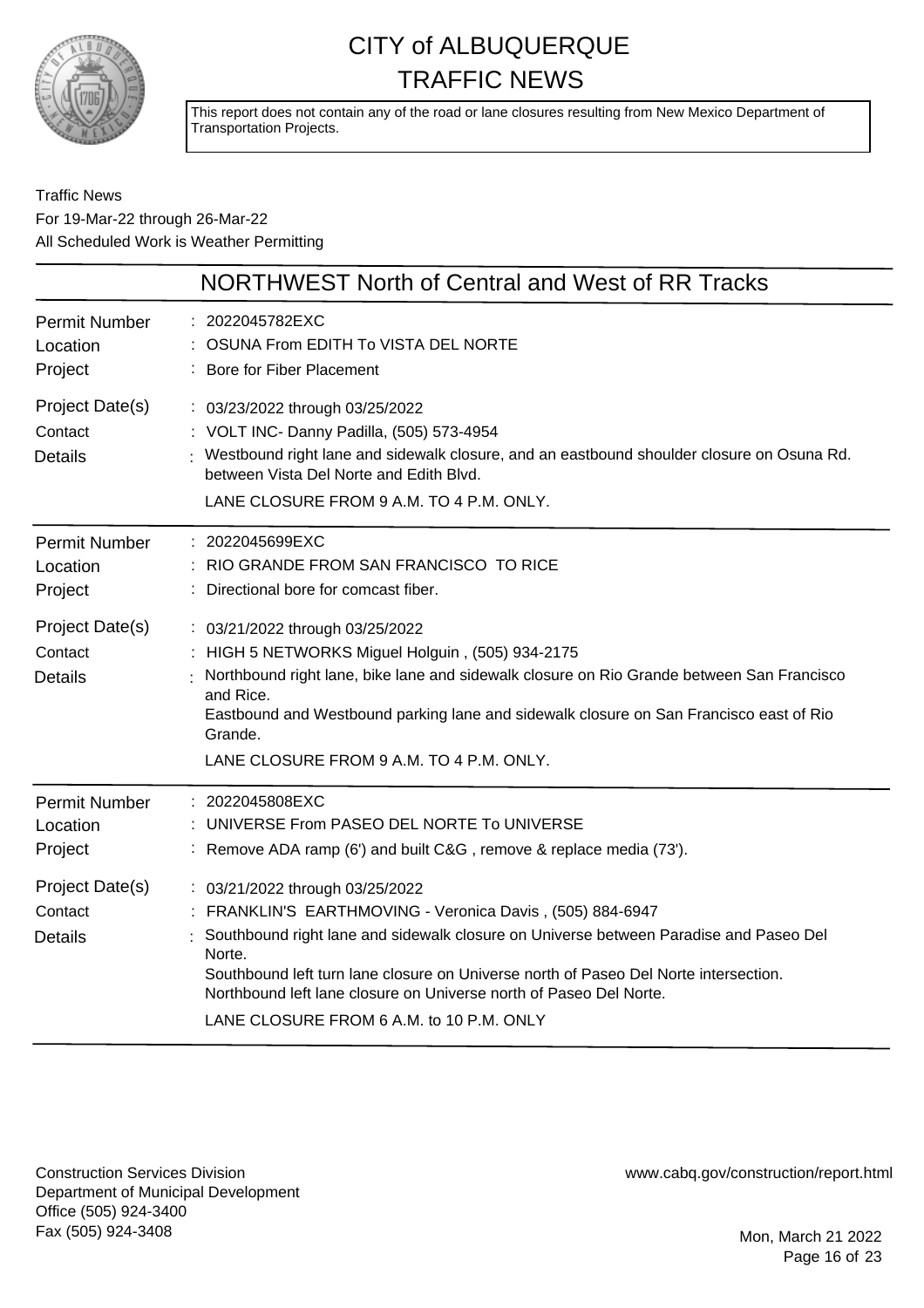# CITY of ALBUQUERQUE TRAFFIC NEWS

This report does not contain any of the road or lane closures resulting from New Mexico Department of Transportation Projects.

Traffic News
For 19-Mar-22 through 26-Mar-22
All Scheduled Work is Weather Permitting

## NORTHWEST North of Central and West of RR Tracks

**Permit Number**: 2022045782EXC
**Location**: OSUNA From EDITH To VISTA DEL NORTE
**Project**: Bore for Fiber Placement
**Project Date(s)**: 03/23/2022 through 03/25/2022
**Contact**: VOLT INC- Danny Padilla, (505) 573-4954
**Details**: Westbound right lane and sidewalk closure, and an eastbound shoulder closure on Osuna Rd. between Vista Del Norte and Edith Blvd.
LANE CLOSURE FROM 9 A.M. TO 4 P.M. ONLY.

---

**Permit Number**: 2022045699EXC
**Location**: RIO GRANDE FROM SAN FRANCISCO TO RICE
**Project**: Directional bore for comcast fiber.
**Project Date(s)**: 03/21/2022 through 03/25/2022
**Contact**: HIGH 5 NETWORKS Miguel Holguin , (505) 934-2175
**Details**: Northbound right lane, bike lane and sidewalk closure on Rio Grande between San Francisco and Rice.
Eastbound and Westbound parking lane and sidewalk closure on San Francisco east of Rio Grande.
LANE CLOSURE FROM 9 A.M. TO 4 P.M. ONLY.

---

**Permit Number**: 2022045808EXC
**Location**: UNIVERSE From PASEO DEL NORTE To UNIVERSE
**Project**: Remove ADA ramp (6') and built C&G , remove & replace media (73').
**Project Date(s)**: 03/21/2022 through 03/25/2022
**Contact**: FRANKLIN'S EARTHMOVING - Veronica Davis , (505) 884-6947
**Details**: Southbound right lane and sidewalk closure on Universe between Paradise and Paseo Del Norte.
Southbound left turn lane closure on Universe north of Paseo Del Norte intersection.
Northbound left lane closure on Universe north of Paseo Del Norte.
LANE CLOSURE FROM 6 A.M. to 10 P.M. ONLY

---

Construction Services Division
Department of Municipal Development
Office (505) 924-3400
Fax (505) 924-3408

www.cabq.gov/construction/report.html

Mon, March 21 2022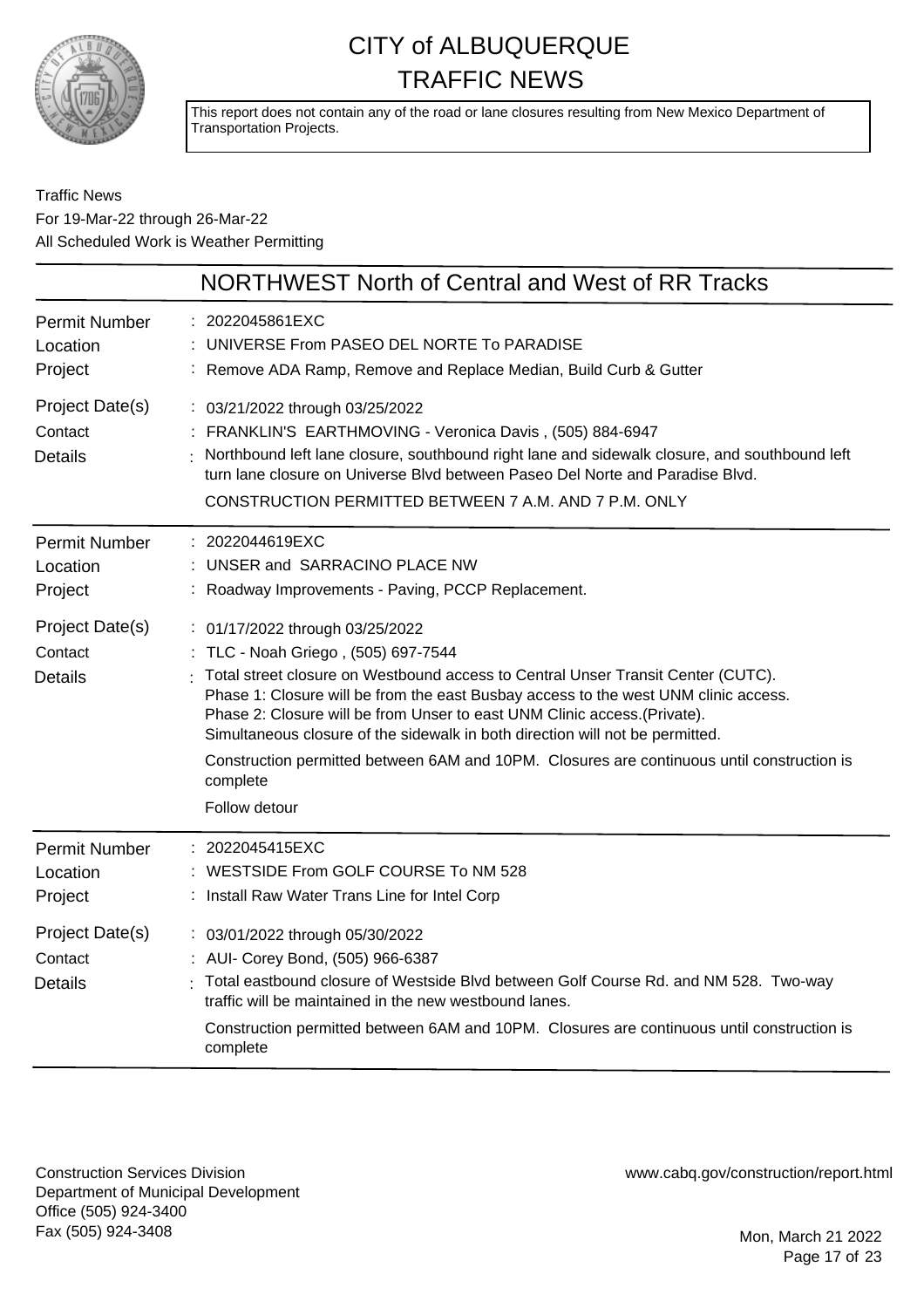# CITY of ALBUQUERQUE
# TRAFFIC NEWS

This report does not contain any of the road or lane closures resulting from New Mexico Department of Transportation Projects.

Traffic News
For 19-Mar-22 through 26-Mar-22
All Scheduled Work is Weather Permitting

## NORTHWEST North of Central and West of RR Tracks

| | |
|---|---|
| Permit Number | 2022045861EXC |
| Location | UNIVERSE From PASEO DEL NORTE To PARADISE |
| Project | Remove ADA Ramp, Remove and Replace Median, Build Curb & Gutter |
| Project Date(s) | 03/21/2022 through 03/25/2022 |
| Contact | FRANKLIN'S EARTHMOVING - Veronica Davis , (505) 884-6947 |
| Details | Northbound left lane closure, southbound right lane and sidewalk closure, and southbound left turn lane closure on Universe Blvd between Paseo Del Norte and Paradise Blvd.<br>CONSTRUCTION PERMITTED BETWEEN 7 A.M. AND 7 P.M. ONLY |

| | |
|---|---|
| Permit Number | 2022044619EXC |
| Location | UNSER and SARRACINO PLACE NW |
| Project | Roadway Improvements - Paving, PCCP Replacement. |
| Project Date(s) | 01/17/2022 through 03/25/2022 |
| Contact | TLC - Noah Griego , (505) 697-7544 |
| Details | Total street closure on Westbound access to Central Unser Transit Center (CUTC).<br>Phase 1: Closure will be from the east Busbay access to the west UNM clinic access.<br>Phase 2: Closure will be from Unser to east UNM Clinic access.(Private).<br>Simultaneous closure of the sidewalk in both direction will not be permitted.<br>Construction permitted between 6AM and 10PM. Closures are continuous until construction is complete<br>Follow detour |

| | |
|---|---|
| Permit Number | 2022045415EXC |
| Location | WESTSIDE From GOLF COURSE To NM 528 |
| Project | Install Raw Water Trans Line for Intel Corp |
| Project Date(s) | 03/01/2022 through 05/30/2022 |
| Contact | AUI- Corey Bond, (505) 966-6387 |
| Details | Total eastbound closure of Westside Blvd between Golf Course Rd. and NM 528. Two-way traffic will be maintained in the new westbound lanes.<br>Construction permitted between 6AM and 10PM. Closures are continuous until construction is complete |

Construction Services Division
Department of Municipal Development
Office (505) 924-3400
Fax (505) 924-3408

www.cabq.gov/construction/report.html

Mon, March 21 2022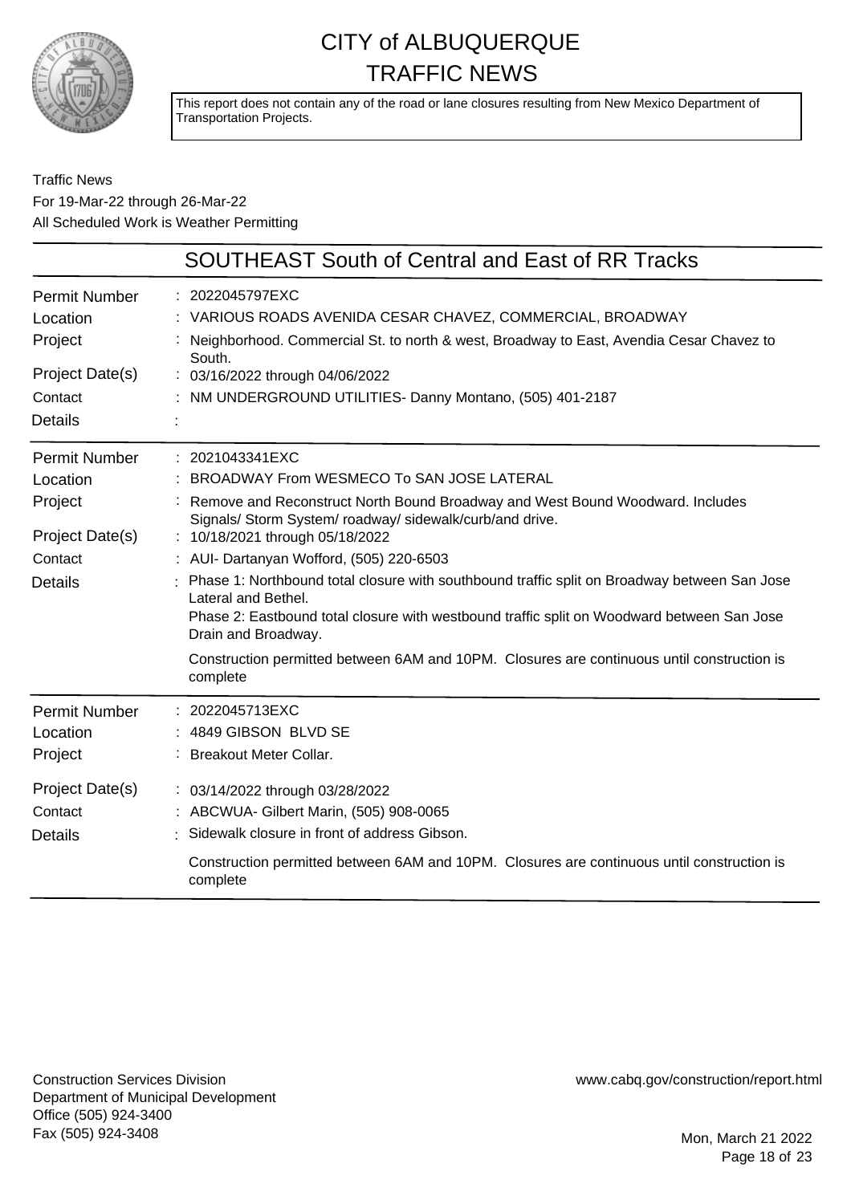# CITY of ALBUQUERQUE TRAFFIC NEWS

This report does not contain any of the road or lane closures resulting from New Mexico Department of Transportation Projects.

Traffic News
For 19-Mar-22 through 26-Mar-22
All Scheduled Work is Weather Permitting

## SOUTHEAST South of Central and East of RR Tracks

| | |
|---|---|
| Permit Number | : 2022045797EXC |
| Location | : VARIOUS ROADS AVENIDA CESAR CHAVEZ, COMMERCIAL, BROADWAY |
| Project | : Neighborhood. Commercial St. to north & west, Broadway to East, Avendia Cesar Chavez to South. |
| Project Date(s) | : 03/16/2022 through 04/06/2022 |
| Contact | : NM UNDERGROUND UTILITIES- Danny Montano, (505) 401-2187 |
| Details | : |

| | |
|---|---|
| Permit Number | : 2021043341EXC |
| Location | : BROADWAY From WESMECO To SAN JOSE LATERAL |
| Project | : Remove and Reconstruct North Bound Broadway and West Bound Woodward. Includes Signals/ Storm System/ roadway/ sidewalk/curb/and drive. |
| Project Date(s) | : 10/18/2021 through 05/18/2022 |
| Contact | : AUI- Dartanyan Wofford, (505) 220-6503 |
| Details | : Phase 1: Northbound total closure with southbound traffic split on Broadway between San Jose Lateral and Bethel. Phase 2: Eastbound total closure with westbound traffic split on Woodward between San Jose Drain and Broadway. Construction permitted between 6AM and 10PM. Closures are continuous until construction is complete |

| | |
|---|---|
| Permit Number | : 2022045713EXC |
| Location | : 4849 GIBSON BLVD SE |
| Project | : Breakout Meter Collar. |
| Project Date(s) | : 03/14/2022 through 03/28/2022 |
| Contact | : ABCWUA- Gilbert Marin, (505) 908-0065 |
| Details | : Sidewalk closure in front of address Gibson. Construction permitted between 6AM and 10PM. Closures are continuous until construction is complete |

Construction Services Division
Department of Municipal Development
Office (505) 924-3400
Fax (505) 924-3408

www.cabq.gov/construction/report.html

Mon, March 21 2022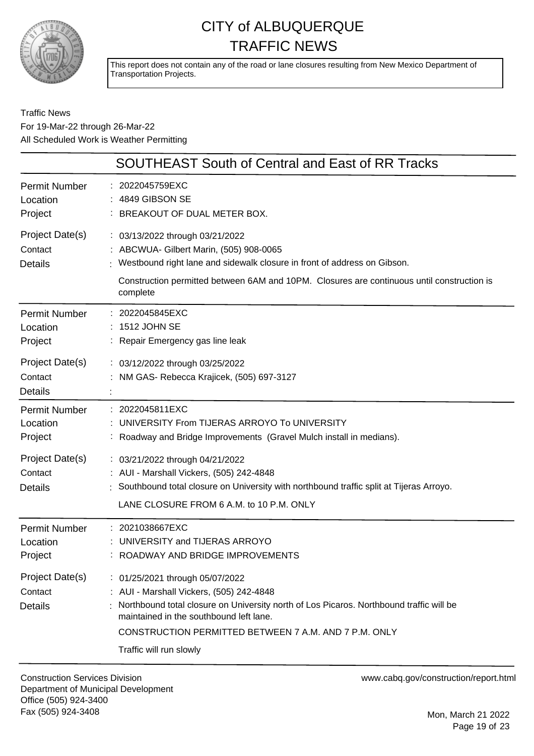# CITY of ALBUQUERQUE TRAFFIC NEWS

This report does not contain any of the road or lane closures resulting from New Mexico Department of Transportation Projects.

Traffic News
For 19-Mar-22 through 26-Mar-22
All Scheduled Work is Weather Permitting

## SOUTHEAST South of Central and East of RR Tracks

| | |
|---|---|
| Permit Number | : 2022045759EXC |
| Location | : 4849 GIBSON SE |
| Project | : BREAKOUT OF DUAL METER BOX. |
| Project Date(s) | : 03/13/2022 through 03/21/2022 |
| Contact | : ABCWUA- Gilbert Marin, (505) 908-0065 |
| Details | : Westbound right lane and sidewalk closure in front of address on Gibson. |
| | Construction permitted between 6AM and 10PM. Closures are continuous until construction is complete |

| | |
|---|---|
| Permit Number | : 2022045845EXC |
| Location | : 1512 JOHN SE |
| Project | : Repair Emergency gas line leak |
| Project Date(s) | : 03/12/2022 through 03/25/2022 |
| Contact | : NM GAS- Rebecca Krajicek, (505) 697-3127 |
| Details | : |

| | |
|---|---|
| Permit Number | : 2022045811EXC |
| Location | : UNIVERSITY From TIJERAS ARROYO To UNIVERSITY |
| Project | : Roadway and Bridge Improvements (Gravel Mulch install in medians). |
| Project Date(s) | : 03/21/2022 through 04/21/2022 |
| Contact | : AUI - Marshall Vickers, (505) 242-4848 |
| Details | : Southbound total closure on University with northbound traffic split at Tijeras Arroyo. |
| | LANE CLOSURE FROM 6 A.M. to 10 P.M. ONLY |

| | |
|---|---|
| Permit Number | : 2021038667EXC |
| Location | : UNIVERSITY and TIJERAS ARROYO |
| Project | : ROADWAY AND BRIDGE IMPROVEMENTS |
| Project Date(s) | : 01/25/2021 through 05/07/2022 |
| Contact | : AUI - Marshall Vickers, (505) 242-4848 |
| Details | : Northbound total closure on University north of Los Picaros. Northbound traffic will be maintained in the southbound left lane. |
| | CONSTRUCTION PERMITTED BETWEEN 7 A.M. AND 7 P.M. ONLY |
| | Traffic will run slowly |

Construction Services Division
Department of Municipal Development
Office (505) 924-3400
Fax (505) 924-3408

www.cabq.gov/construction/report.html

Mon, March 21 2022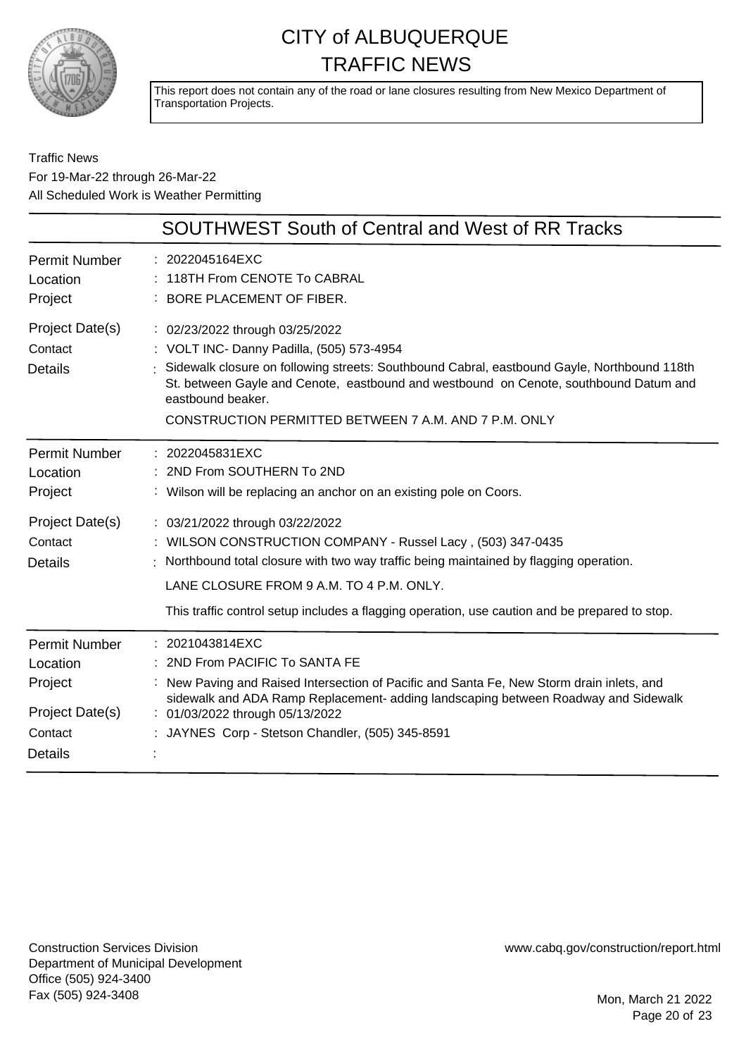# CITY of ALBUQUERQUE TRAFFIC NEWS

This report does not contain any of the road or lane closures resulting from New Mexico Department of Transportation Projects.

Traffic News
For 19-Mar-22 through 26-Mar-22
All Scheduled Work is Weather Permitting

## SOUTHWEST South of Central and West of RR Tracks

**Permit Number** : 2022045164EXC
**Location** : 118TH From CENOTE To CABRAL
**Project** : BORE PLACEMENT OF FIBER.
**Project Date(s)** : 02/23/2022 through 03/25/2022
**Contact** : VOLT INC- Danny Padilla, (505) 573-4954
**Details** : Sidewalk closure on following streets: Southbound Cabral, eastbound Gayle, Northbound 118th St. between Gayle and Cenote, eastbound and westbound on Cenote, southbound Datum and eastbound beaker.

CONSTRUCTION PERMITTED BETWEEN 7 A.M. AND 7 P.M. ONLY

---

**Permit Number** : 2022045831EXC
**Location** : 2ND From SOUTHERN To 2ND
**Project** : Wilson will be replacing an anchor on an existing pole on Coors.
**Project Date(s)** : 03/21/2022 through 03/22/2022
**Contact** : WILSON CONSTRUCTION COMPANY - Russel Lacy , (503) 347-0435
**Details** : Northbound total closure with two way traffic being maintained by flagging operation.

LANE CLOSURE FROM 9 A.M. TO 4 P.M. ONLY.

This traffic control setup includes a flagging operation, use caution and be prepared to stop.

---

**Permit Number** : 2021043814EXC
**Location** : 2ND From PACIFIC To SANTA FE
**Project** : New Paving and Raised Intersection of Pacific and Santa Fe, New Storm drain inlets, and sidewalk and ADA Ramp Replacement- adding landscaping between Roadway and Sidewalk
**Project Date(s)** : 01/03/2022 through 05/13/2022
**Contact** : JAYNES Corp - Stetson Chandler, (505) 345-8591
**Details** :

---

Construction Services Division
Department of Municipal Development
Office (505) 924-3400
Fax (505) 924-3408

www.cabq.gov/construction/report.html

Mon, March 21 2022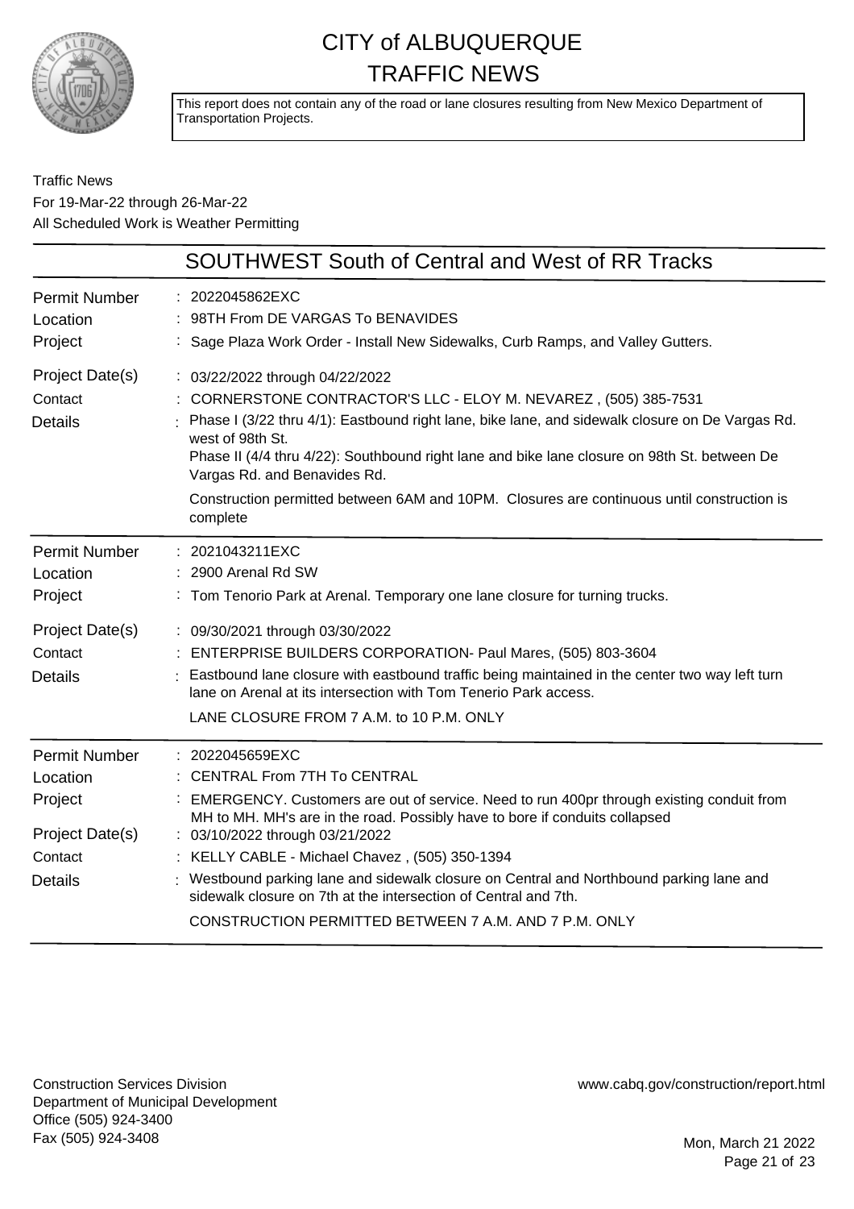# CITY of ALBUQUERQUE
# TRAFFIC NEWS

This report does not contain any of the road or lane closures resulting from New Mexico Department of Transportation Projects.

Traffic News
For 19-Mar-22 through 26-Mar-22
All Scheduled Work is Weather Permitting

## SOUTHWEST South of Central and West of RR Tracks

| | |
|---|---|
| Permit Number | 2022045862EXC |
| Location | 98TH From DE VARGAS To BENAVIDES |
| Project | Sage Plaza Work Order - Install New Sidewalks, Curb Ramps, and Valley Gutters. |
| Project Date(s) | 03/22/2022 through 04/22/2022 |
| Contact | CORNERSTONE CONTRACTOR'S LLC - ELOY M. NEVAREZ , (505) 385-7531 |
| Details | Phase I (3/22 thru 4/1): Eastbound right lane, bike lane, and sidewalk closure on De Vargas Rd. west of 98th St.<br>Phase II (4/4 thru 4/22): Southbound right lane and bike lane closure on 98th St. between De Vargas Rd. and Benavides Rd.<br>Construction permitted between 6AM and 10PM. Closures are continuous until construction is complete |

| | |
|---|---|
| Permit Number | 2021043211EXC |
| Location | 2900 Arenal Rd SW |
| Project | Tom Tenorio Park at Arenal. Temporary one lane closure for turning trucks. |
| Project Date(s) | 09/30/2021 through 03/30/2022 |
| Contact | ENTERPRISE BUILDERS CORPORATION- Paul Mares, (505) 803-3604 |
| Details | Eastbound lane closure with eastbound traffic being maintained in the center two way left turn lane on Arenal at its intersection with Tom Tenerio Park access.<br>LANE CLOSURE FROM 7 A.M. to 10 P.M. ONLY |

| | |
|---|---|
| Permit Number | 2022045659EXC |
| Location | CENTRAL From 7TH To CENTRAL |
| Project | EMERGENCY. Customers are out of service. Need to run 400pr through existing conduit from MH to MH. MH's are in the road. Possibly have to bore if conduits collapsed |
| Project Date(s) | 03/10/2022 through 03/21/2022 |
| Contact | KELLY CABLE - Michael Chavez , (505) 350-1394 |
| Details | Westbound parking lane and sidewalk closure on Central and Northbound parking lane and sidewalk closure on 7th at the intersection of Central and 7th.<br>CONSTRUCTION PERMITTED BETWEEN 7 A.M. AND 7 P.M. ONLY |

Construction Services Division
Department of Municipal Development
Office (505) 924-3400
Fax (505) 924-3408

www.cabq.gov/construction/report.html

Mon, March 21 2022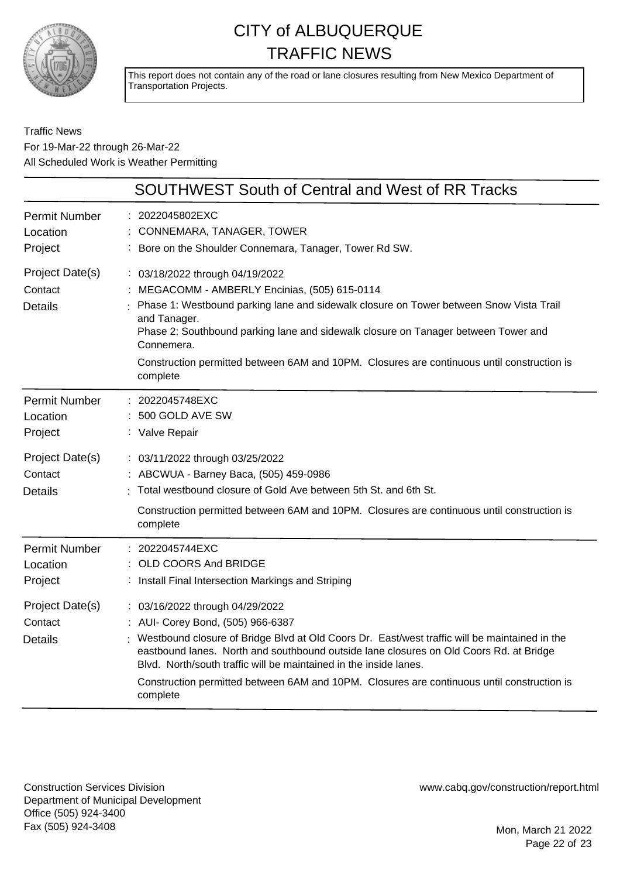# CITY of ALBUQUERQUE TRAFFIC NEWS

This report does not contain any of the road or lane closures resulting from New Mexico Department of Transportation Projects.

Traffic News
For 19-Mar-22 through 26-Mar-22
All Scheduled Work is Weather Permitting

## SOUTHWEST South of Central and West of RR Tracks

| | |
|---|---|
| Permit Number | 2022045802EXC |
| Location | CONNEMARA, TANAGER, TOWER |
| Project | Bore on the Shoulder Connemara, Tanager, Tower Rd SW. |
| Project Date(s) | 03/18/2022 through 04/19/2022 |
| Contact | MEGACOMM - AMBERLY Encinias, (505) 615-0114 |
| Details | Phase 1: Westbound parking lane and sidewalk closure on Tower between Snow Vista Trail and Tanager. Phase 2: Southbound parking lane and sidewalk closure on Tanager between Tower and Connemera. Construction permitted between 6AM and 10PM. Closures are continuous until construction is complete |

| | |
|---|---|
| Permit Number | 2022045748EXC |
| Location | 500 GOLD AVE SW |
| Project | Valve Repair |
| Project Date(s) | 03/11/2022 through 03/25/2022 |
| Contact | ABCWUA - Barney Baca, (505) 459-0986 |
| Details | Total westbound closure of Gold Ave between 5th St. and 6th St. Construction permitted between 6AM and 10PM. Closures are continuous until construction is complete |

| | |
|---|---|
| Permit Number | 2022045744EXC |
| Location | OLD COORS And BRIDGE |
| Project | Install Final Intersection Markings and Striping |
| Project Date(s) | 03/16/2022 through 04/29/2022 |
| Contact | AUI- Corey Bond, (505) 966-6387 |
| Details | Westbound closure of Bridge Blvd at Old Coors Dr. East/west traffic will be maintained in the eastbound lanes. North and southbound outside lane closures on Old Coors Rd. at Bridge Blvd. North/south traffic will be maintained in the inside lanes. Construction permitted between 6AM and 10PM. Closures are continuous until construction is complete |

Construction Services Division
Department of Municipal Development
Office (505) 924-3400
Fax (505) 924-3408

www.cabq.gov/construction/report.html

Mon, March 21 2022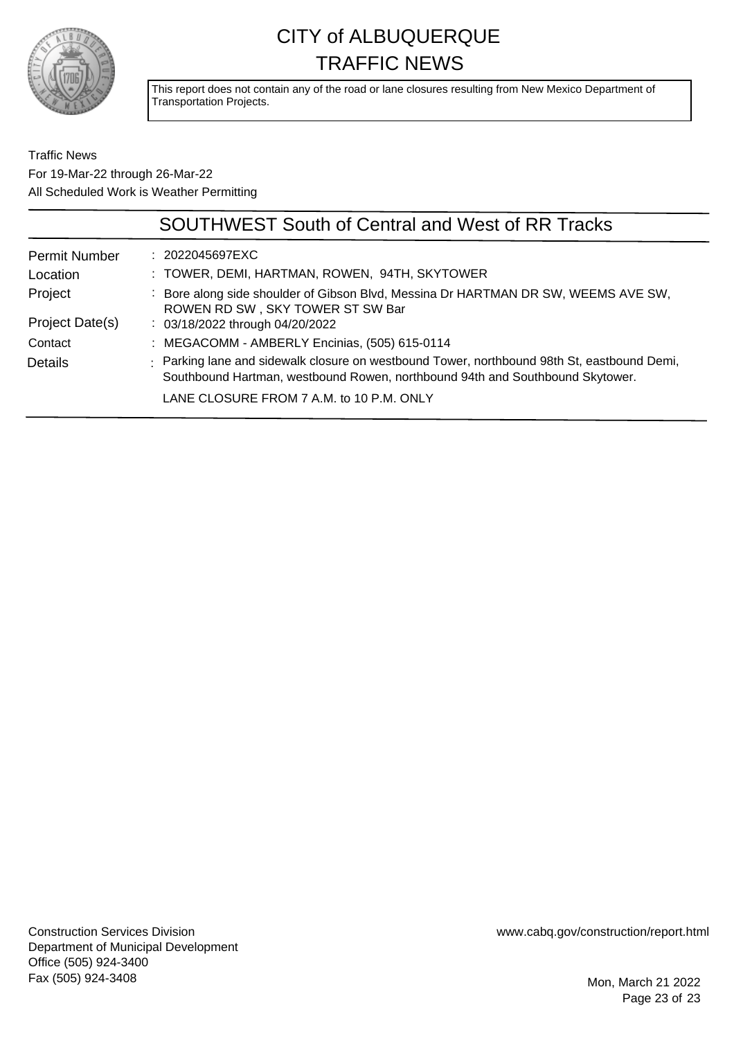# CITY of ALBUQUERQUE TRAFFIC NEWS

This report does not contain any of the road or lane closures resulting from New Mexico Department of Transportation Projects.

Traffic News
For 19-Mar-22 through 26-Mar-22
All Scheduled Work is Weather Permitting

## SOUTHWEST South of Central and West of RR Tracks

| | |
|---|---|
| Permit Number | : 2022045697EXC |
| Location | : TOWER, DEMI, HARTMAN, ROWEN, 94TH, SKYTOWER |
| Project | : Bore along side shoulder of Gibson Blvd, Messina Dr HARTMAN DR SW, WEEMS AVE SW, ROWEN RD SW , SKY TOWER ST SW Bar |
| Project Date(s) | : 03/18/2022 through 04/20/2022 |
| Contact | : MEGACOMM - AMBERLY Encinias, (505) 615-0114 |
| Details | : Parking lane and sidewalk closure on westbound Tower, northbound 98th St, eastbound Demi, Southbound Hartman, westbound Rowen, northbound 94th and Southbound Skytower. LANE CLOSURE FROM 7 A.M. to 10 P.M. ONLY |

Construction Services Division
Department of Municipal Development
Office (505) 924-3400
Fax (505) 924-3408

www.cabq.gov/construction/report.html

Mon, March 21 2022